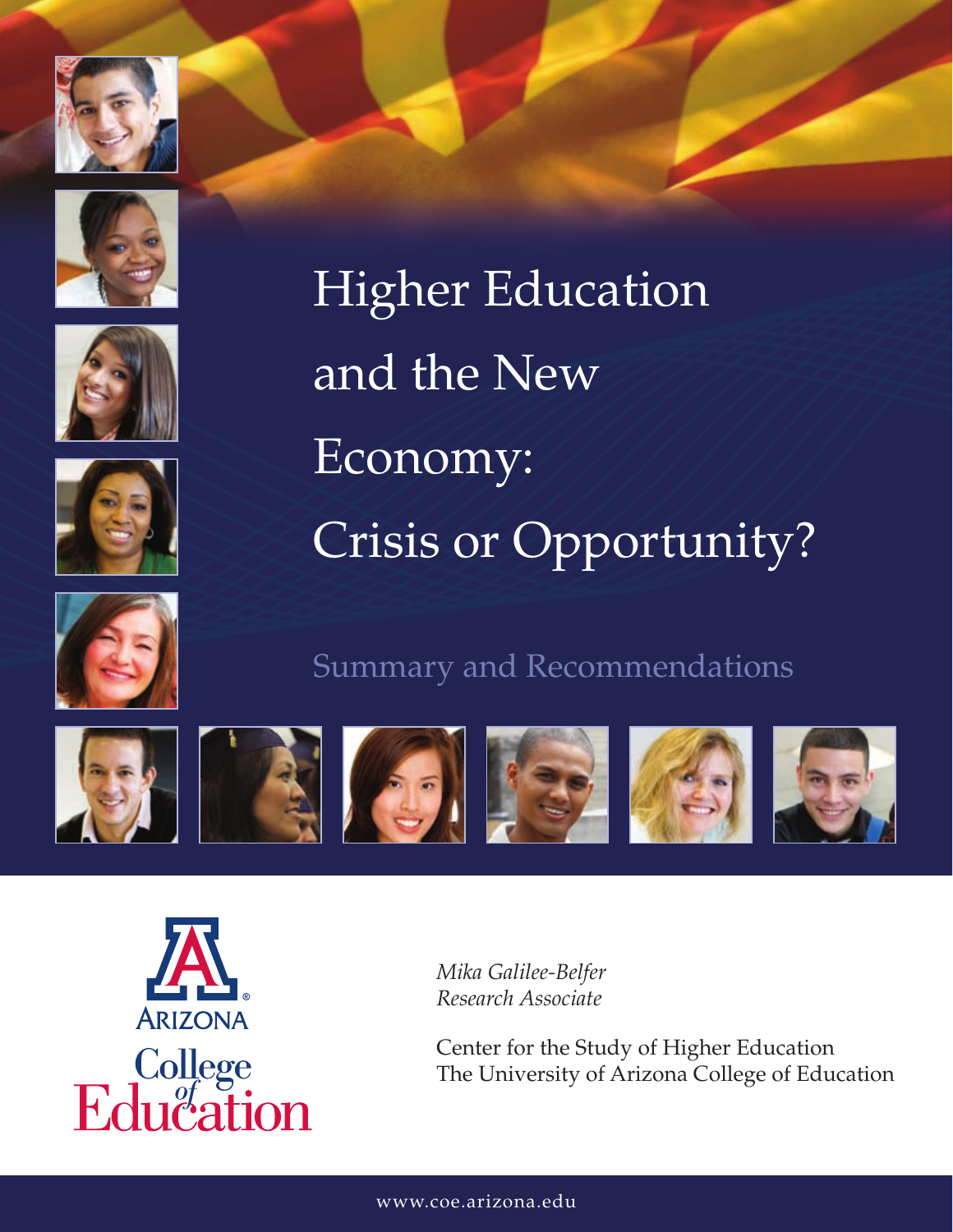# Higher Education and the New Economy: Crisis or Opportunity?

## Summary and Recommendations

ARIZONA

College of Education

*Mika Galilee-Belfer*
*Research Associate*

Center for the Study of Higher Education
The University of Arizona College of Education

www.coe.arizona.edu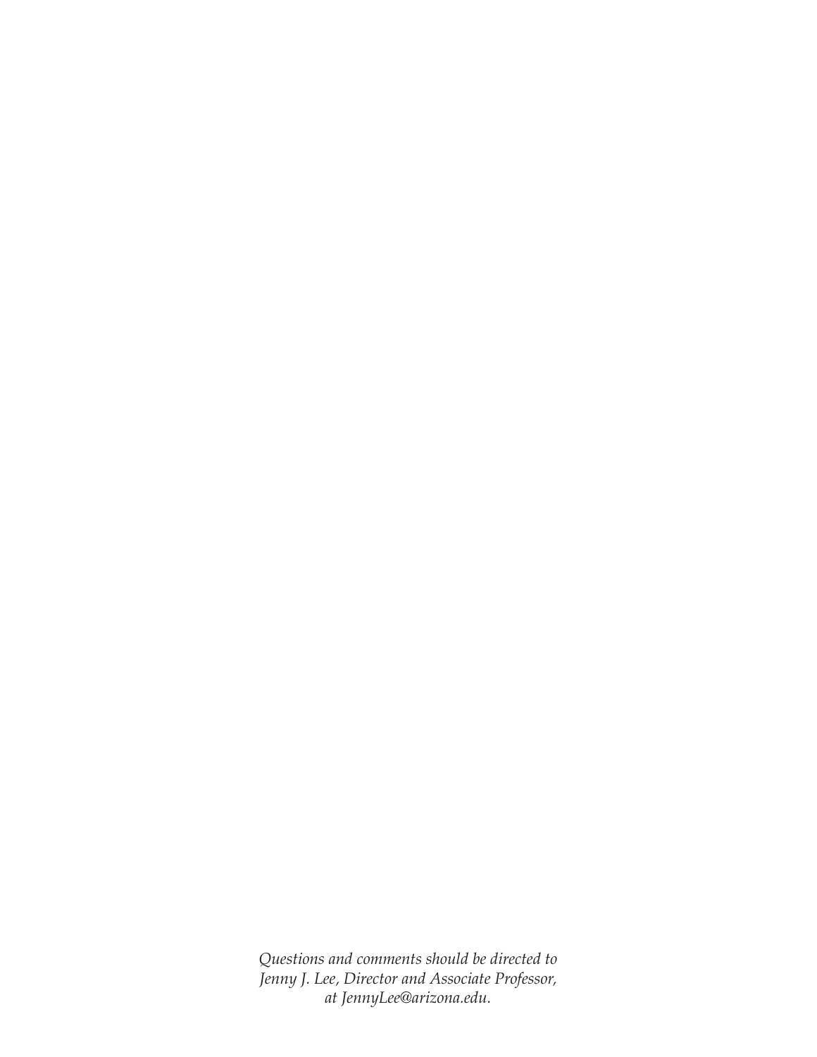*Questions and comments should be directed to Jenny J. Lee, Director and Associate Professor, at JennyLee@arizona.edu.*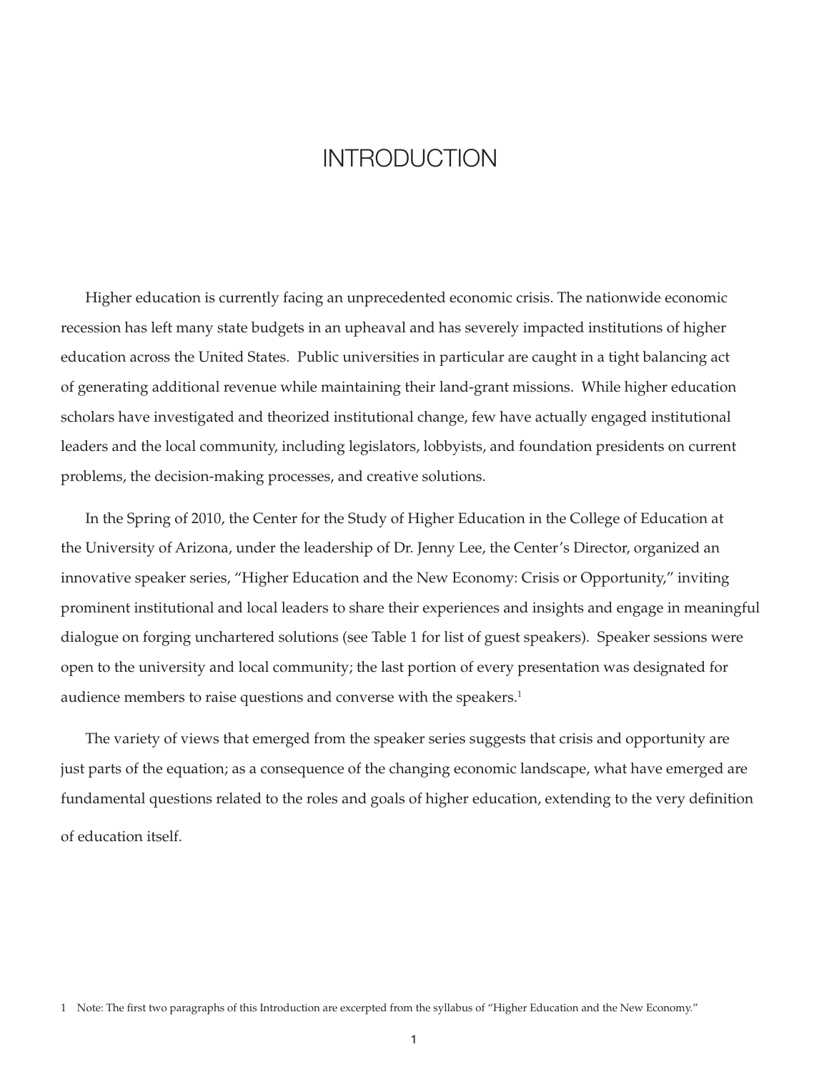# INTRODUCTION

Higher education is currently facing an unprecedented economic crisis. The nationwide economic recession has left many state budgets in an upheaval and has severely impacted institutions of higher education across the United States. Public universities in particular are caught in a tight balancing act of generating additional revenue while maintaining their land-grant missions. While higher education scholars have investigated and theorized institutional change, few have actually engaged institutional leaders and the local community, including legislators, lobbyists, and foundation presidents on current problems, the decision-making processes, and creative solutions.

In the Spring of 2010, the Center for the Study of Higher Education in the College of Education at the University of Arizona, under the leadership of Dr. Jenny Lee, the Center's Director, organized an innovative speaker series, "Higher Education and the New Economy: Crisis or Opportunity," inviting prominent institutional and local leaders to share their experiences and insights and engage in meaningful dialogue on forging unchartered solutions (see Table 1 for list of guest speakers). Speaker sessions were open to the university and local community; the last portion of every presentation was designated for audience members to raise questions and converse with the speakers.[1]

The variety of views that emerged from the speaker series suggests that crisis and opportunity are just parts of the equation; as a consequence of the changing economic landscape, what have emerged are fundamental questions related to the roles and goals of higher education, extending to the very definition of education itself.

1 Note: The first two paragraphs of this Introduction are excerpted from the syllabus of "Higher Education and the New Economy."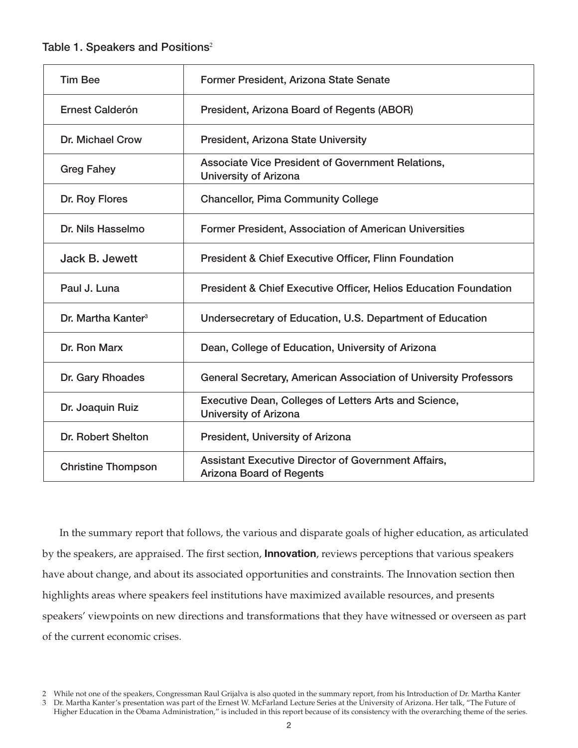Table 1. Speakers and Positions[2]

| | |
|---|---|
| Tim Bee | Former President, Arizona State Senate |
| Ernest Calderón | President, Arizona Board of Regents (ABOR) |
| Dr. Michael Crow | President, Arizona State University |
| Greg Fahey | Associate Vice President of Government Relations, University of Arizona |
| Dr. Roy Flores | Chancellor, Pima Community College |
| Dr. Nils Hasselmo | Former President, Association of American Universities |
| Jack B. Jewett | President & Chief Executive Officer, Flinn Foundation |
| Paul J. Luna | President & Chief Executive Officer, Helios Education Foundation |
| Dr. Martha Kanter[3] | Undersecretary of Education, U.S. Department of Education |
| Dr. Ron Marx | Dean, College of Education, University of Arizona |
| Dr. Gary Rhoades | General Secretary, American Association of University Professors |
| Dr. Joaquin Ruiz | Executive Dean, Colleges of Letters Arts and Science, University of Arizona |
| Dr. Robert Shelton | President, University of Arizona |
| Christine Thompson | Assistant Executive Director of Government Affairs, Arizona Board of Regents |

In the summary report that follows, the various and disparate goals of higher education, as articulated by the speakers, are appraised. The first section, **Innovation**, reviews perceptions that various speakers have about change, and about its associated opportunities and constraints. The Innovation section then highlights areas where speakers feel institutions have maximized available resources, and presents speakers' viewpoints on new directions and transformations that they have witnessed or overseen as part of the current economic crises.

2 While not one of the speakers, Congressman Raul Grijalva is also quoted in the summary report, from his Introduction of Dr. Martha Kanter

3 Dr. Martha Kanter's presentation was part of the Ernest W. McFarland Lecture Series at the University of Arizona. Her talk, "The Future of Higher Education in the Obama Administration," is included in this report because of its consistency with the overarching theme of the series.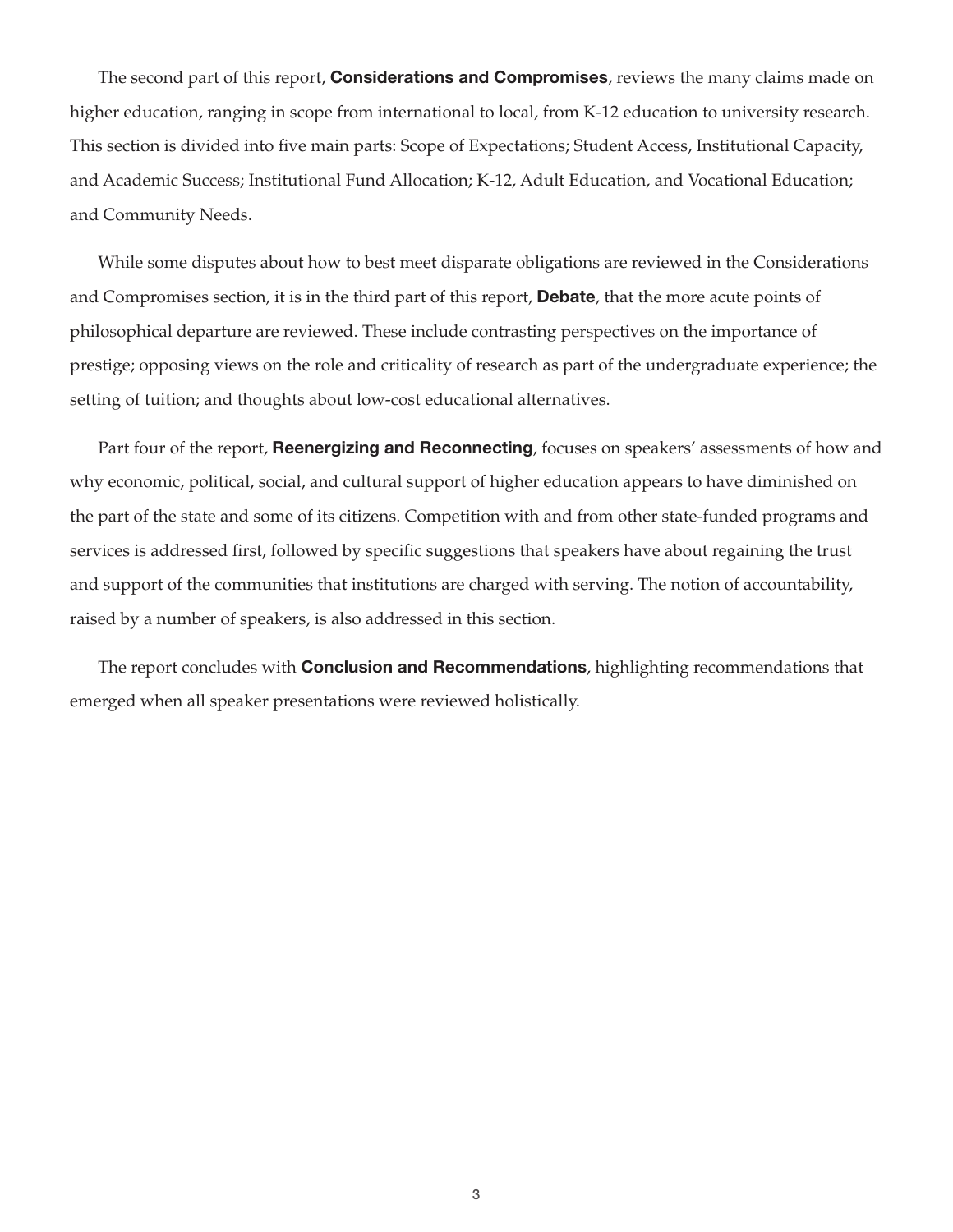The second part of this report, **Considerations and Compromises**, reviews the many claims made on higher education, ranging in scope from international to local, from K-12 education to university research. This section is divided into five main parts: Scope of Expectations; Student Access, Institutional Capacity, and Academic Success; Institutional Fund Allocation; K-12, Adult Education, and Vocational Education; and Community Needs.

While some disputes about how to best meet disparate obligations are reviewed in the Considerations and Compromises section, it is in the third part of this report, **Debate**, that the more acute points of philosophical departure are reviewed. These include contrasting perspectives on the importance of prestige; opposing views on the role and criticality of research as part of the undergraduate experience; the setting of tuition; and thoughts about low-cost educational alternatives.

Part four of the report, **Reenergizing and Reconnecting**, focuses on speakers' assessments of how and why economic, political, social, and cultural support of higher education appears to have diminished on the part of the state and some of its citizens. Competition with and from other state-funded programs and services is addressed first, followed by specific suggestions that speakers have about regaining the trust and support of the communities that institutions are charged with serving. The notion of accountability, raised by a number of speakers, is also addressed in this section.

The report concludes with **Conclusion and Recommendations**, highlighting recommendations that emerged when all speaker presentations were reviewed holistically.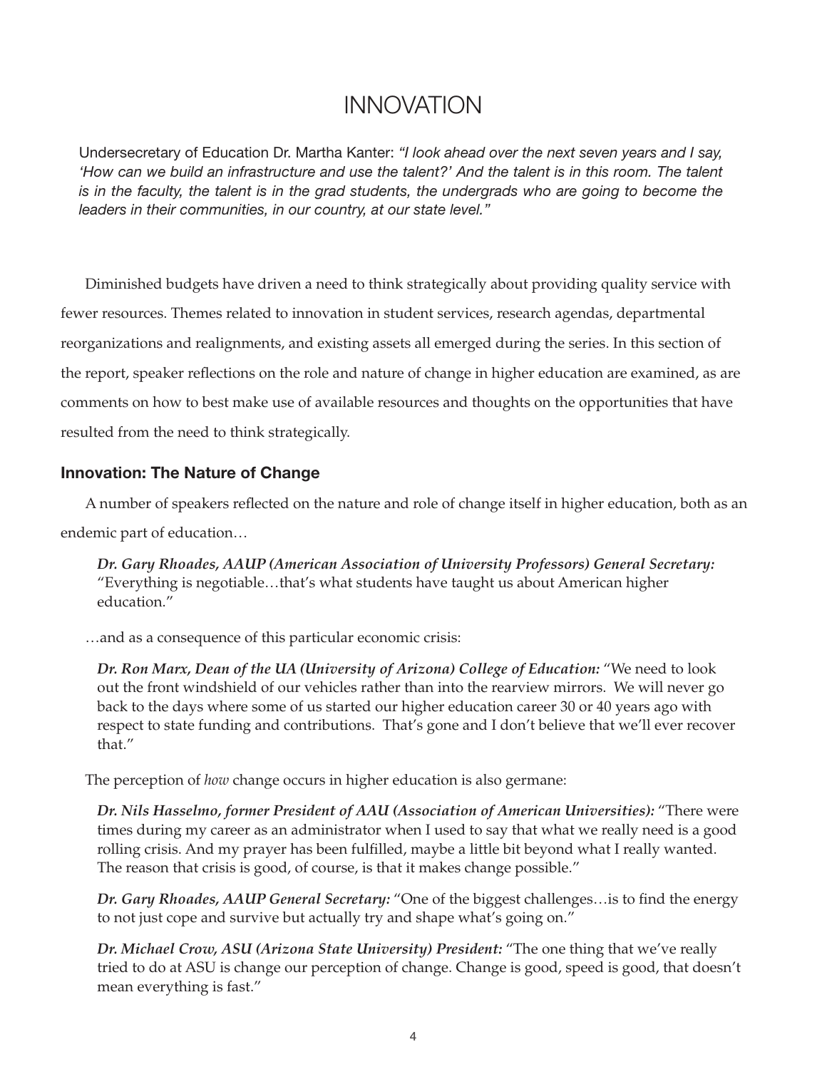# INNOVATION

Undersecretary of Education Dr. Martha Kanter: *"I look ahead over the next seven years and I say, 'How can we build an infrastructure and use the talent?' And the talent is in this room. The talent is in the faculty, the talent is in the grad students, the undergrads who are going to become the leaders in their communities, in our country, at our state level."*

Diminished budgets have driven a need to think strategically about providing quality service with fewer resources. Themes related to innovation in student services, research agendas, departmental reorganizations and realignments, and existing assets all emerged during the series. In this section of the report, speaker reflections on the role and nature of change in higher education are examined, as are comments on how to best make use of available resources and thoughts on the opportunities that have resulted from the need to think strategically.

### Innovation: The Nature of Change

A number of speakers reflected on the nature and role of change itself in higher education, both as an endemic part of education…

> ***Dr. Gary Rhoades, AAUP (American Association of University Professors) General Secretary:*** "Everything is negotiable…that's what students have taught us about American higher education."

…and as a consequence of this particular economic crisis:

> ***Dr. Ron Marx, Dean of the UA (University of Arizona) College of Education:*** "We need to look out the front windshield of our vehicles rather than into the rearview mirrors. We will never go back to the days where some of us started our higher education career 30 or 40 years ago with respect to state funding and contributions. That's gone and I don't believe that we'll ever recover that."

The perception of *how* change occurs in higher education is also germane:

> ***Dr. Nils Hasselmo, former President of AAU (Association of American Universities):*** "There were times during my career as an administrator when I used to say that what we really need is a good rolling crisis. And my prayer has been fulfilled, maybe a little bit beyond what I really wanted. The reason that crisis is good, of course, is that it makes change possible."

> ***Dr. Gary Rhoades, AAUP General Secretary:*** "One of the biggest challenges…is to find the energy to not just cope and survive but actually try and shape what's going on."

> ***Dr. Michael Crow, ASU (Arizona State University) President:*** "The one thing that we've really tried to do at ASU is change our perception of change. Change is good, speed is good, that doesn't mean everything is fast."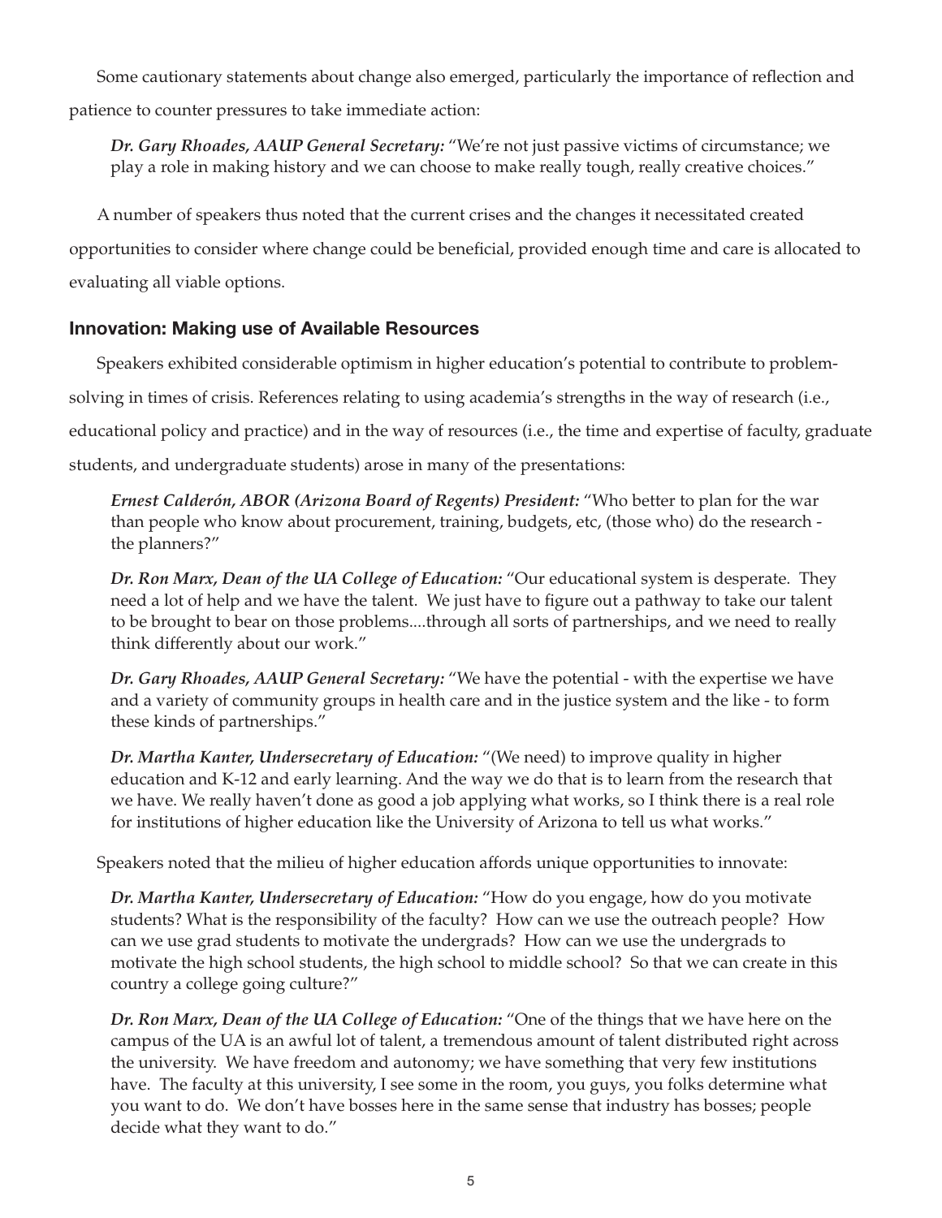Some cautionary statements about change also emerged, particularly the importance of reflection and patience to counter pressures to take immediate action:

> ***Dr. Gary Rhoades, AAUP General Secretary:*** "We're not just passive victims of circumstance; we play a role in making history and we can choose to make really tough, really creative choices."

A number of speakers thus noted that the current crises and the changes it necessitated created opportunities to consider where change could be beneficial, provided enough time and care is allocated to evaluating all viable options.

### Innovation: Making use of Available Resources

Speakers exhibited considerable optimism in higher education's potential to contribute to problem-solving in times of crisis. References relating to using academia's strengths in the way of research (i.e., educational policy and practice) and in the way of resources (i.e., the time and expertise of faculty, graduate students, and undergraduate students) arose in many of the presentations:

> ***Ernest Calderón, ABOR (Arizona Board of Regents) President:*** "Who better to plan for the war than people who know about procurement, training, budgets, etc, (those who) do the research - the planners?"

> ***Dr. Ron Marx, Dean of the UA College of Education:*** "Our educational system is desperate. They need a lot of help and we have the talent. We just have to figure out a pathway to take our talent to be brought to bear on those problems....through all sorts of partnerships, and we need to really think differently about our work."

> ***Dr. Gary Rhoades, AAUP General Secretary:*** "We have the potential - with the expertise we have and a variety of community groups in health care and in the justice system and the like - to form these kinds of partnerships."

> ***Dr. Martha Kanter, Undersecretary of Education:*** "(We need) to improve quality in higher education and K-12 and early learning. And the way we do that is to learn from the research that we have. We really haven't done as good a job applying what works, so I think there is a real role for institutions of higher education like the University of Arizona to tell us what works."

Speakers noted that the milieu of higher education affords unique opportunities to innovate:

> ***Dr. Martha Kanter, Undersecretary of Education:*** "How do you engage, how do you motivate students? What is the responsibility of the faculty? How can we use the outreach people? How can we use grad students to motivate the undergrads? How can we use the undergrads to motivate the high school students, the high school to middle school? So that we can create in this country a college going culture?"

> ***Dr. Ron Marx, Dean of the UA College of Education:*** "One of the things that we have here on the campus of the UA is an awful lot of talent, a tremendous amount of talent distributed right across the university. We have freedom and autonomy; we have something that very few institutions have. The faculty at this university, I see some in the room, you guys, you folks determine what you want to do. We don't have bosses here in the same sense that industry has bosses; people decide what they want to do."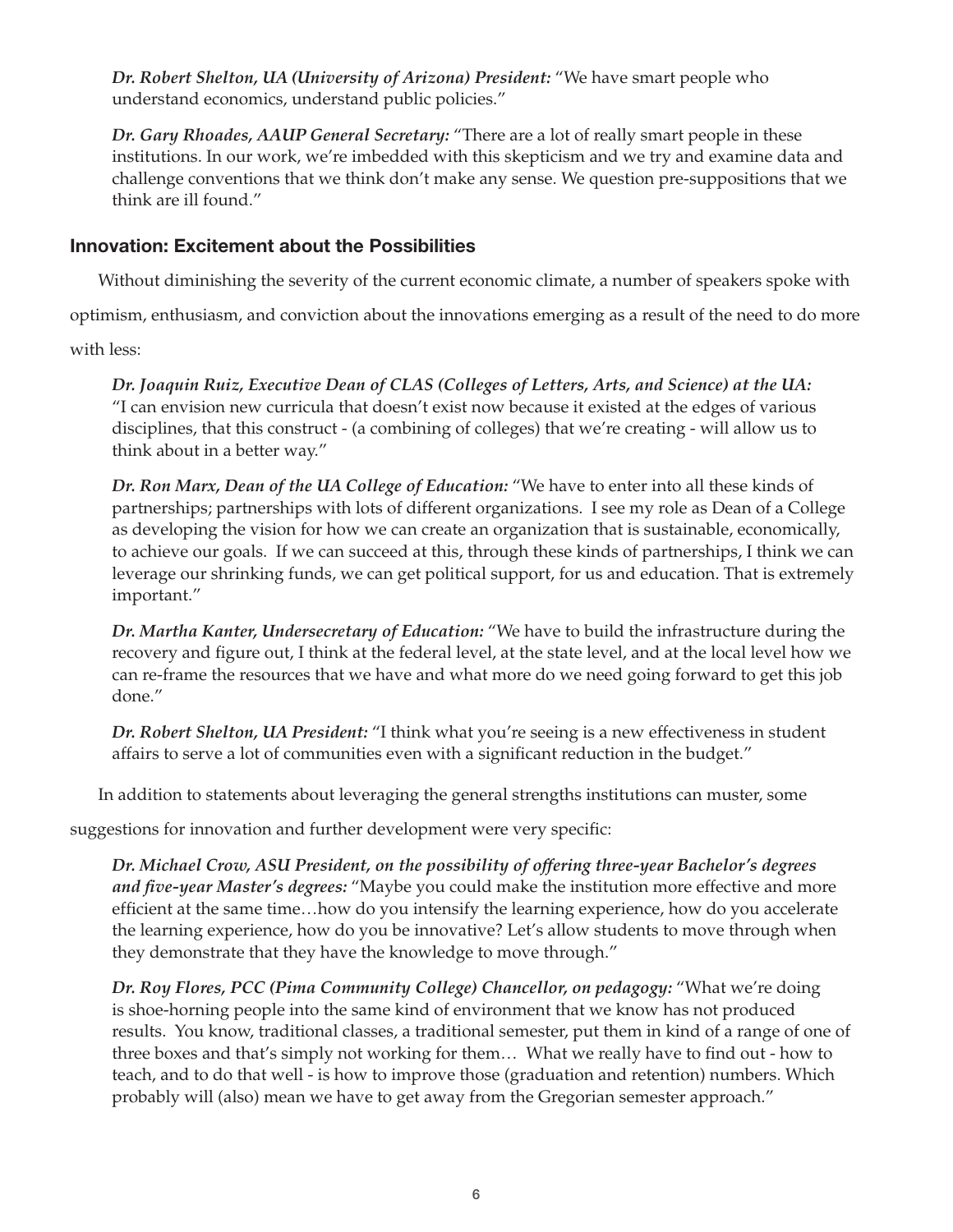*Dr. Robert Shelton, UA (University of Arizona) President:* "We have smart people who understand economics, understand public policies."

*Dr. Gary Rhoades, AAUP General Secretary:* "There are a lot of really smart people in these institutions. In our work, we're imbedded with this skepticism and we try and examine data and challenge conventions that we think don't make any sense. We question pre-suppositions that we think are ill found."

### Innovation: Excitement about the Possibilities

Without diminishing the severity of the current economic climate, a number of speakers spoke with optimism, enthusiasm, and conviction about the innovations emerging as a result of the need to do more with less:

*Dr. Joaquin Ruiz, Executive Dean of CLAS (Colleges of Letters, Arts, and Science) at the UA:* "I can envision new curricula that doesn't exist now because it existed at the edges of various disciplines, that this construct - (a combining of colleges) that we're creating - will allow us to think about in a better way."

*Dr. Ron Marx, Dean of the UA College of Education:* "We have to enter into all these kinds of partnerships; partnerships with lots of different organizations. I see my role as Dean of a College as developing the vision for how we can create an organization that is sustainable, economically, to achieve our goals. If we can succeed at this, through these kinds of partnerships, I think we can leverage our shrinking funds, we can get political support, for us and education. That is extremely important."

*Dr. Martha Kanter, Undersecretary of Education:* "We have to build the infrastructure during the recovery and figure out, I think at the federal level, at the state level, and at the local level how we can re-frame the resources that we have and what more do we need going forward to get this job done."

*Dr. Robert Shelton, UA President:* "I think what you're seeing is a new effectiveness in student affairs to serve a lot of communities even with a significant reduction in the budget."

In addition to statements about leveraging the general strengths institutions can muster, some suggestions for innovation and further development were very specific:

*Dr. Michael Crow, ASU President, on the possibility of offering three-year Bachelor's degrees and five-year Master's degrees:* "Maybe you could make the institution more effective and more efficient at the same time…how do you intensify the learning experience, how do you accelerate the learning experience, how do you be innovative? Let's allow students to move through when they demonstrate that they have the knowledge to move through."

*Dr. Roy Flores, PCC (Pima Community College) Chancellor, on pedagogy:* "What we're doing is shoe-horning people into the same kind of environment that we know has not produced results. You know, traditional classes, a traditional semester, put them in kind of a range of one of three boxes and that's simply not working for them… What we really have to find out - how to teach, and to do that well - is how to improve those (graduation and retention) numbers. Which probably will (also) mean we have to get away from the Gregorian semester approach."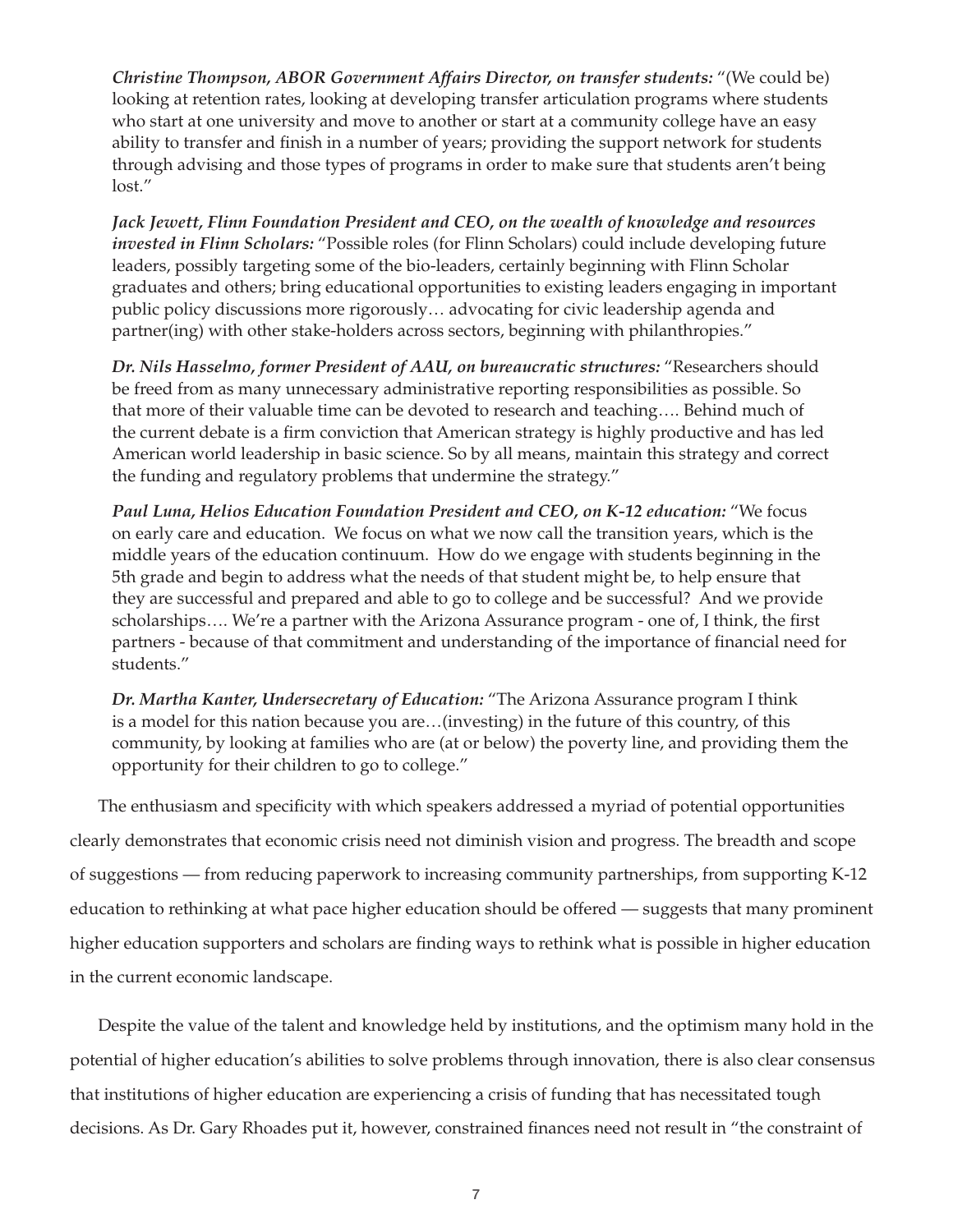***Christine Thompson, ABOR Government Affairs Director, on transfer students:*** "(We could be) looking at retention rates, looking at developing transfer articulation programs where students who start at one university and move to another or start at a community college have an easy ability to transfer and finish in a number of years; providing the support network for students through advising and those types of programs in order to make sure that students aren't being lost."

***Jack Jewett, Flinn Foundation President and CEO, on the wealth of knowledge and resources invested in Flinn Scholars:*** "Possible roles (for Flinn Scholars) could include developing future leaders, possibly targeting some of the bio-leaders, certainly beginning with Flinn Scholar graduates and others; bring educational opportunities to existing leaders engaging in important public policy discussions more rigorously… advocating for civic leadership agenda and partner(ing) with other stake-holders across sectors, beginning with philanthropies."

***Dr. Nils Hasselmo, former President of AAU, on bureaucratic structures:*** "Researchers should be freed from as many unnecessary administrative reporting responsibilities as possible. So that more of their valuable time can be devoted to research and teaching…. Behind much of the current debate is a firm conviction that American strategy is highly productive and has led American world leadership in basic science. So by all means, maintain this strategy and correct the funding and regulatory problems that undermine the strategy."

***Paul Luna, Helios Education Foundation President and CEO, on K-12 education:*** "We focus on early care and education. We focus on what we now call the transition years, which is the middle years of the education continuum. How do we engage with students beginning in the 5th grade and begin to address what the needs of that student might be, to help ensure that they are successful and prepared and able to go to college and be successful? And we provide scholarships…. We're a partner with the Arizona Assurance program - one of, I think, the first partners - because of that commitment and understanding of the importance of financial need for students."

***Dr. Martha Kanter, Undersecretary of Education:*** "The Arizona Assurance program I think is a model for this nation because you are…(investing) in the future of this country, of this community, by looking at families who are (at or below) the poverty line, and providing them the opportunity for their children to go to college."

The enthusiasm and specificity with which speakers addressed a myriad of potential opportunities clearly demonstrates that economic crisis need not diminish vision and progress. The breadth and scope of suggestions — from reducing paperwork to increasing community partnerships, from supporting K-12 education to rethinking at what pace higher education should be offered — suggests that many prominent higher education supporters and scholars are finding ways to rethink what is possible in higher education in the current economic landscape.

Despite the value of the talent and knowledge held by institutions, and the optimism many hold in the potential of higher education's abilities to solve problems through innovation, there is also clear consensus that institutions of higher education are experiencing a crisis of funding that has necessitated tough decisions. As Dr. Gary Rhoades put it, however, constrained finances need not result in "the constraint of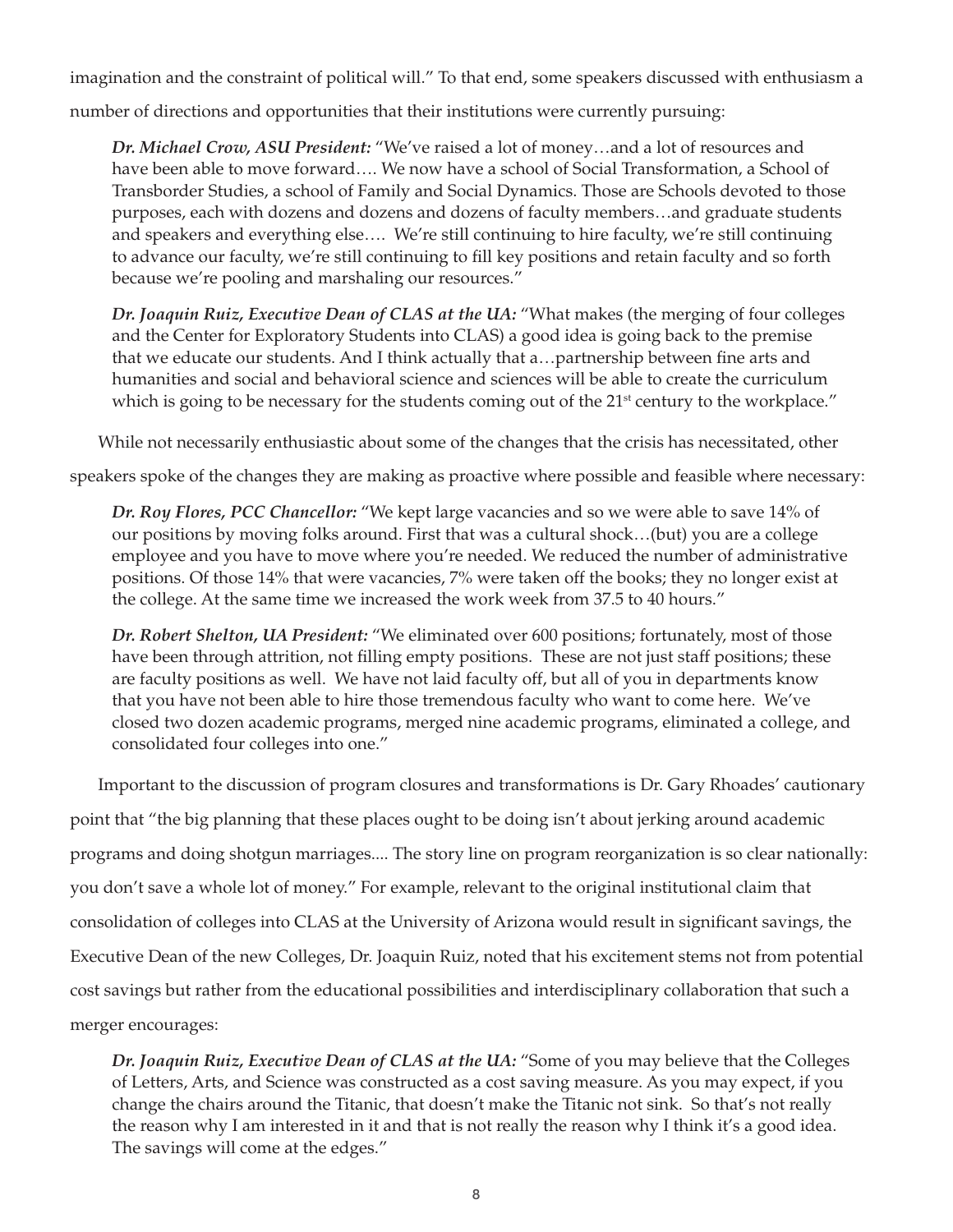imagination and the constraint of political will." To that end, some speakers discussed with enthusiasm a number of directions and opportunities that their institutions were currently pursuing:

> ***Dr. Michael Crow, ASU President:*** "We've raised a lot of money…and a lot of resources and have been able to move forward…. We now have a school of Social Transformation, a School of Transborder Studies, a school of Family and Social Dynamics. Those are Schools devoted to those purposes, each with dozens and dozens and dozens of faculty members…and graduate students and speakers and everything else…. We're still continuing to hire faculty, we're still continuing to advance our faculty, we're still continuing to fill key positions and retain faculty and so forth because we're pooling and marshaling our resources."

> ***Dr. Joaquin Ruiz, Executive Dean of CLAS at the UA:*** "What makes (the merging of four colleges and the Center for Exploratory Students into CLAS) a good idea is going back to the premise that we educate our students. And I think actually that a…partnership between fine arts and humanities and social and behavioral science and sciences will be able to create the curriculum which is going to be necessary for the students coming out of the 21st century to the workplace."

While not necessarily enthusiastic about some of the changes that the crisis has necessitated, other speakers spoke of the changes they are making as proactive where possible and feasible where necessary:

> ***Dr. Roy Flores, PCC Chancellor:*** "We kept large vacancies and so we were able to save 14% of our positions by moving folks around. First that was a cultural shock…(but) you are a college employee and you have to move where you're needed. We reduced the number of administrative positions. Of those 14% that were vacancies, 7% were taken off the books; they no longer exist at the college. At the same time we increased the work week from 37.5 to 40 hours."

> ***Dr. Robert Shelton, UA President:*** "We eliminated over 600 positions; fortunately, most of those have been through attrition, not filling empty positions. These are not just staff positions; these are faculty positions as well. We have not laid faculty off, but all of you in departments know that you have not been able to hire those tremendous faculty who want to come here. We've closed two dozen academic programs, merged nine academic programs, eliminated a college, and consolidated four colleges into one."

Important to the discussion of program closures and transformations is Dr. Gary Rhoades' cautionary point that "the big planning that these places ought to be doing isn't about jerking around academic programs and doing shotgun marriages.... The story line on program reorganization is so clear nationally: you don't save a whole lot of money." For example, relevant to the original institutional claim that consolidation of colleges into CLAS at the University of Arizona would result in significant savings, the Executive Dean of the new Colleges, Dr. Joaquin Ruiz, noted that his excitement stems not from potential cost savings but rather from the educational possibilities and interdisciplinary collaboration that such a merger encourages:

> ***Dr. Joaquin Ruiz, Executive Dean of CLAS at the UA:*** "Some of you may believe that the Colleges of Letters, Arts, and Science was constructed as a cost saving measure. As you may expect, if you change the chairs around the Titanic, that doesn't make the Titanic not sink. So that's not really the reason why I am interested in it and that is not really the reason why I think it's a good idea. The savings will come at the edges."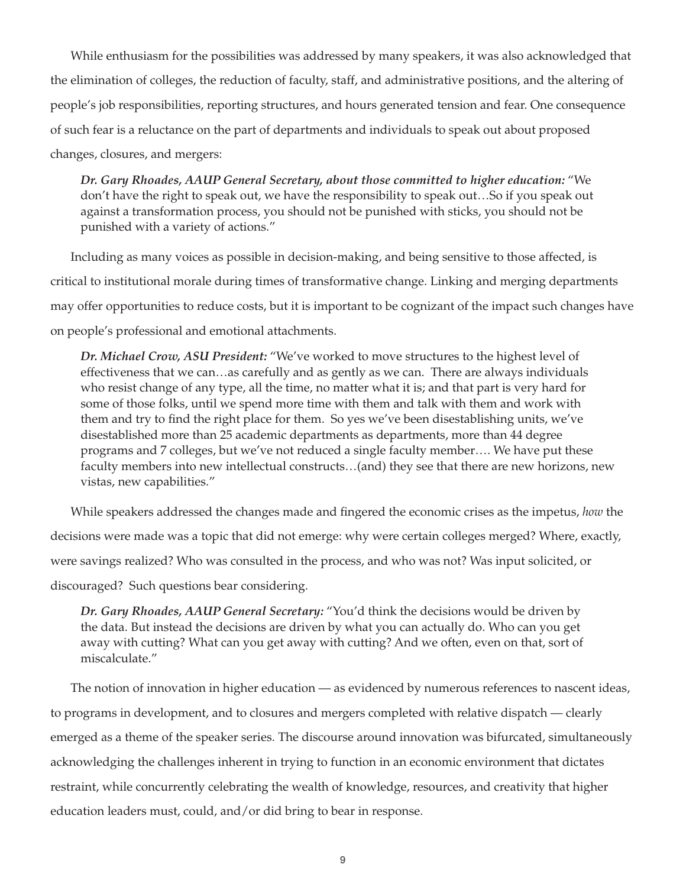While enthusiasm for the possibilities was addressed by many speakers, it was also acknowledged that the elimination of colleges, the reduction of faculty, staff, and administrative positions, and the altering of people's job responsibilities, reporting structures, and hours generated tension and fear. One consequence of such fear is a reluctance on the part of departments and individuals to speak out about proposed changes, closures, and mergers:

> ***Dr. Gary Rhoades, AAUP General Secretary, about those committed to higher education:*** "We don't have the right to speak out, we have the responsibility to speak out…So if you speak out against a transformation process, you should not be punished with sticks, you should not be punished with a variety of actions."

Including as many voices as possible in decision-making, and being sensitive to those affected, is critical to institutional morale during times of transformative change. Linking and merging departments may offer opportunities to reduce costs, but it is important to be cognizant of the impact such changes have on people's professional and emotional attachments.

> ***Dr. Michael Crow, ASU President:*** "We've worked to move structures to the highest level of effectiveness that we can…as carefully and as gently as we can. There are always individuals who resist change of any type, all the time, no matter what it is; and that part is very hard for some of those folks, until we spend more time with them and talk with them and work with them and try to find the right place for them. So yes we've been disestablishing units, we've disestablished more than 25 academic departments as departments, more than 44 degree programs and 7 colleges, but we've not reduced a single faculty member…. We have put these faculty members into new intellectual constructs…(and) they see that there are new horizons, new vistas, new capabilities."

While speakers addressed the changes made and fingered the economic crises as the impetus, *how* the decisions were made was a topic that did not emerge: why were certain colleges merged? Where, exactly, were savings realized? Who was consulted in the process, and who was not? Was input solicited, or discouraged? Such questions bear considering.

> ***Dr. Gary Rhoades, AAUP General Secretary:*** "You'd think the decisions would be driven by the data. But instead the decisions are driven by what you can actually do. Who can you get away with cutting? What can you get away with cutting? And we often, even on that, sort of miscalculate."

The notion of innovation in higher education — as evidenced by numerous references to nascent ideas, to programs in development, and to closures and mergers completed with relative dispatch — clearly emerged as a theme of the speaker series. The discourse around innovation was bifurcated, simultaneously acknowledging the challenges inherent in trying to function in an economic environment that dictates restraint, while concurrently celebrating the wealth of knowledge, resources, and creativity that higher education leaders must, could, and/or did bring to bear in response.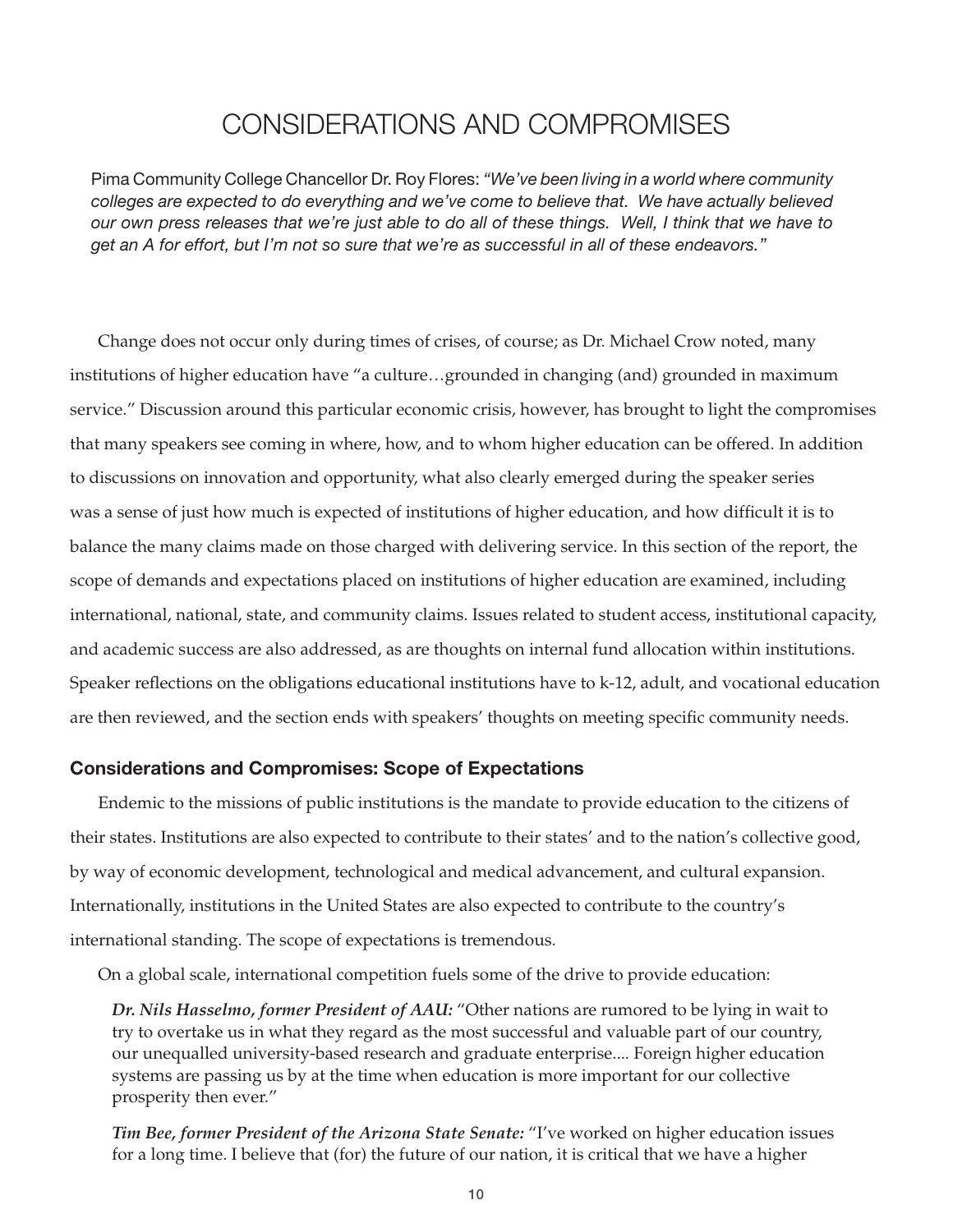# CONSIDERATIONS AND COMPROMISES

Pima Community College Chancellor Dr. Roy Flores: *"We've been living in a world where community colleges are expected to do everything and we've come to believe that. We have actually believed our own press releases that we're just able to do all of these things. Well, I think that we have to get an A for effort, but I'm not so sure that we're as successful in all of these endeavors."*

Change does not occur only during times of crises, of course; as Dr. Michael Crow noted, many institutions of higher education have "a culture…grounded in changing (and) grounded in maximum service." Discussion around this particular economic crisis, however, has brought to light the compromises that many speakers see coming in where, how, and to whom higher education can be offered. In addition to discussions on innovation and opportunity, what also clearly emerged during the speaker series was a sense of just how much is expected of institutions of higher education, and how difficult it is to balance the many claims made on those charged with delivering service. In this section of the report, the scope of demands and expectations placed on institutions of higher education are examined, including international, national, state, and community claims. Issues related to student access, institutional capacity, and academic success are also addressed, as are thoughts on internal fund allocation within institutions. Speaker reflections on the obligations educational institutions have to k-12, adult, and vocational education are then reviewed, and the section ends with speakers' thoughts on meeting specific community needs.

### Considerations and Compromises: Scope of Expectations

Endemic to the missions of public institutions is the mandate to provide education to the citizens of their states. Institutions are also expected to contribute to their states' and to the nation's collective good, by way of economic development, technological and medical advancement, and cultural expansion. Internationally, institutions in the United States are also expected to contribute to the country's international standing. The scope of expectations is tremendous.

On a global scale, international competition fuels some of the drive to provide education:

> ***Dr. Nils Hasselmo, former President of AAU:*** "Other nations are rumored to be lying in wait to try to overtake us in what they regard as the most successful and valuable part of our country, our unequalled university-based research and graduate enterprise.... Foreign higher education systems are passing us by at the time when education is more important for our collective prosperity then ever."

> ***Tim Bee, former President of the Arizona State Senate:*** "I've worked on higher education issues for a long time. I believe that (for) the future of our nation, it is critical that we have a higher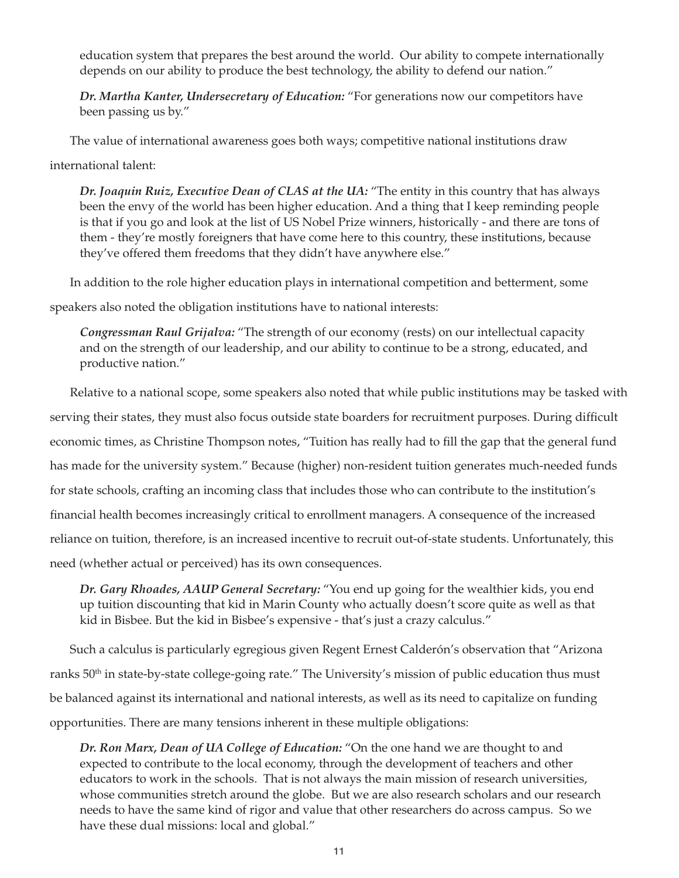education system that prepares the best around the world. Our ability to compete internationally depends on our ability to produce the best technology, the ability to defend our nation."

> ***Dr. Martha Kanter, Undersecretary of Education:*** "For generations now our competitors have been passing us by."

The value of international awareness goes both ways; competitive national institutions draw international talent:

> ***Dr. Joaquin Ruiz, Executive Dean of CLAS at the UA:*** "The entity in this country that has always been the envy of the world has been higher education. And a thing that I keep reminding people is that if you go and look at the list of US Nobel Prize winners, historically - and there are tons of them - they're mostly foreigners that have come here to this country, these institutions, because they've offered them freedoms that they didn't have anywhere else."

In addition to the role higher education plays in international competition and betterment, some speakers also noted the obligation institutions have to national interests:

> ***Congressman Raul Grijalva:*** "The strength of our economy (rests) on our intellectual capacity and on the strength of our leadership, and our ability to continue to be a strong, educated, and productive nation."

Relative to a national scope, some speakers also noted that while public institutions may be tasked with serving their states, they must also focus outside state boarders for recruitment purposes. During difficult economic times, as Christine Thompson notes, "Tuition has really had to fill the gap that the general fund has made for the university system." Because (higher) non-resident tuition generates much-needed funds for state schools, crafting an incoming class that includes those who can contribute to the institution's financial health becomes increasingly critical to enrollment managers. A consequence of the increased reliance on tuition, therefore, is an increased incentive to recruit out-of-state students. Unfortunately, this need (whether actual or perceived) has its own consequences.

> ***Dr. Gary Rhoades, AAUP General Secretary:*** "You end up going for the wealthier kids, you end up tuition discounting that kid in Marin County who actually doesn't score quite as well as that kid in Bisbee. But the kid in Bisbee's expensive - that's just a crazy calculus."

Such a calculus is particularly egregious given Regent Ernest Calderón's observation that "Arizona ranks 50th in state-by-state college-going rate." The University's mission of public education thus must be balanced against its international and national interests, as well as its need to capitalize on funding opportunities. There are many tensions inherent in these multiple obligations:

> ***Dr. Ron Marx, Dean of UA College of Education:*** "On the one hand we are thought to and expected to contribute to the local economy, through the development of teachers and other educators to work in the schools. That is not always the main mission of research universities, whose communities stretch around the globe. But we are also research scholars and our research needs to have the same kind of rigor and value that other researchers do across campus. So we have these dual missions: local and global."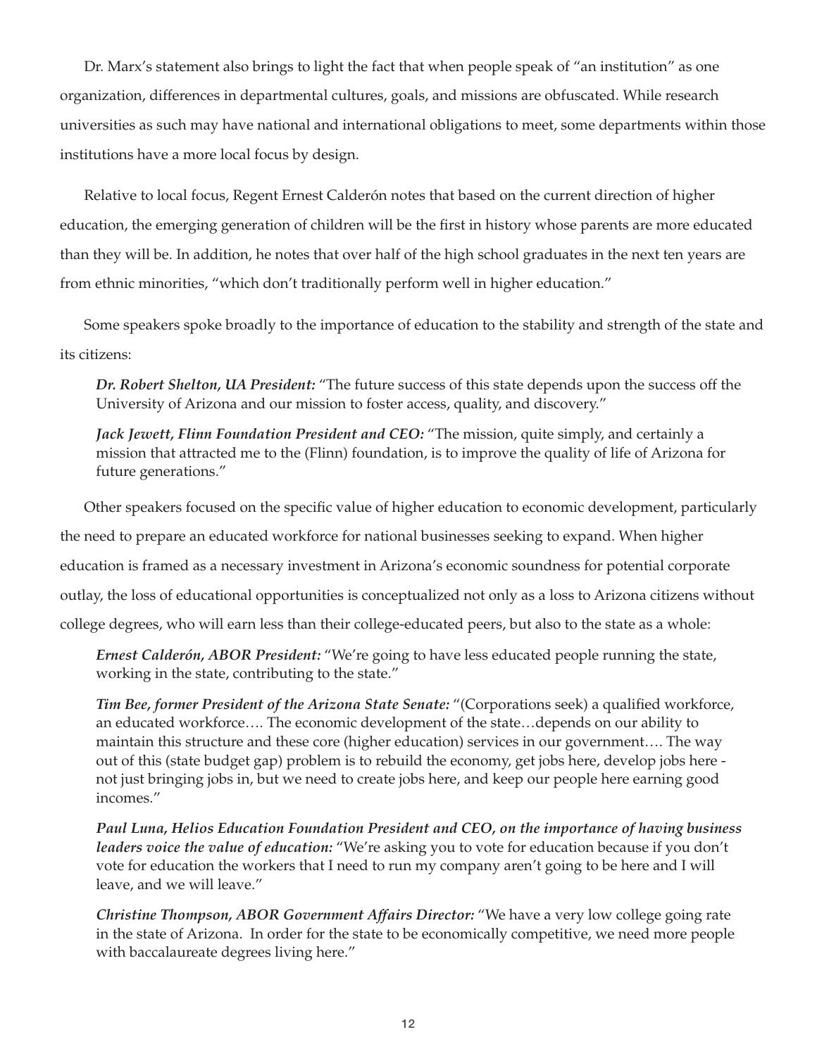Dr. Marx's statement also brings to light the fact that when people speak of "an institution" as one organization, differences in departmental cultures, goals, and missions are obfuscated. While research universities as such may have national and international obligations to meet, some departments within those institutions have a more local focus by design.

Relative to local focus, Regent Ernest Calderón notes that based on the current direction of higher education, the emerging generation of children will be the first in history whose parents are more educated than they will be. In addition, he notes that over half of the high school graduates in the next ten years are from ethnic minorities, "which don't traditionally perform well in higher education."

Some speakers spoke broadly to the importance of education to the stability and strength of the state and its citizens:

> ***Dr. Robert Shelton, UA President:*** "The future success of this state depends upon the success off the University of Arizona and our mission to foster access, quality, and discovery."
>
> ***Jack Jewett, Flinn Foundation President and CEO:*** "The mission, quite simply, and certainly a mission that attracted me to the (Flinn) foundation, is to improve the quality of life of Arizona for future generations."

Other speakers focused on the specific value of higher education to economic development, particularly the need to prepare an educated workforce for national businesses seeking to expand. When higher education is framed as a necessary investment in Arizona's economic soundness for potential corporate outlay, the loss of educational opportunities is conceptualized not only as a loss to Arizona citizens without college degrees, who will earn less than their college-educated peers, but also to the state as a whole:

> ***Ernest Calderón, ABOR President:*** "We're going to have less educated people running the state, working in the state, contributing to the state."
>
> ***Tim Bee, former President of the Arizona State Senate:*** "(Corporations seek) a qualified workforce, an educated workforce…. The economic development of the state…depends on our ability to maintain this structure and these core (higher education) services in our government…. The way out of this (state budget gap) problem is to rebuild the economy, get jobs here, develop jobs here - not just bringing jobs in, but we need to create jobs here, and keep our people here earning good incomes."
>
> ***Paul Luna, Helios Education Foundation President and CEO, on the importance of having business leaders voice the value of education:*** "We're asking you to vote for education because if you don't vote for education the workers that I need to run my company aren't going to be here and I will leave, and we will leave."
>
> ***Christine Thompson, ABOR Government Affairs Director:*** "We have a very low college going rate in the state of Arizona. In order for the state to be economically competitive, we need more people with baccalaureate degrees living here."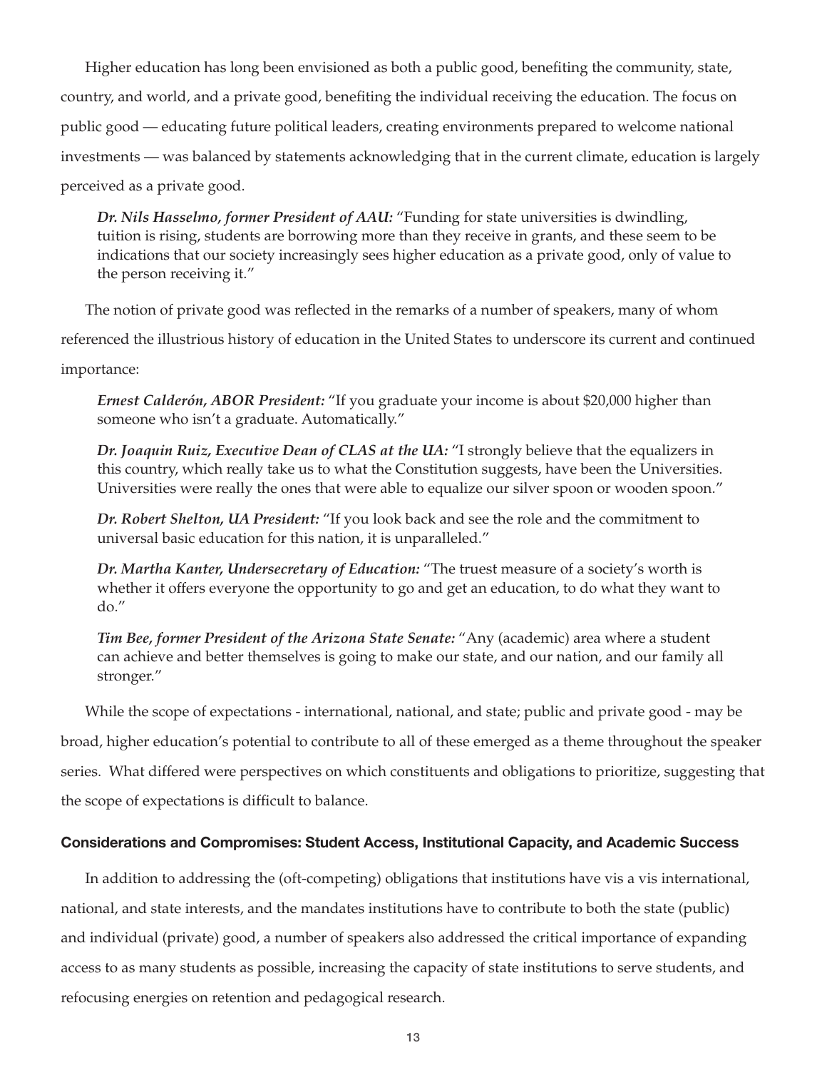Higher education has long been envisioned as both a public good, benefiting the community, state, country, and world, and a private good, benefiting the individual receiving the education. The focus on public good — educating future political leaders, creating environments prepared to welcome national investments — was balanced by statements acknowledging that in the current climate, education is largely perceived as a private good.

> ***Dr. Nils Hasselmo, former President of AAU:*** "Funding for state universities is dwindling, tuition is rising, students are borrowing more than they receive in grants, and these seem to be indications that our society increasingly sees higher education as a private good, only of value to the person receiving it."

The notion of private good was reflected in the remarks of a number of speakers, many of whom referenced the illustrious history of education in the United States to underscore its current and continued importance:

> ***Ernest Calderón, ABOR President:*** "If you graduate your income is about $20,000 higher than someone who isn't a graduate. Automatically."

> ***Dr. Joaquin Ruiz, Executive Dean of CLAS at the UA:*** "I strongly believe that the equalizers in this country, which really take us to what the Constitution suggests, have been the Universities. Universities were really the ones that were able to equalize our silver spoon or wooden spoon."

> ***Dr. Robert Shelton, UA President:*** "If you look back and see the role and the commitment to universal basic education for this nation, it is unparalleled."

> ***Dr. Martha Kanter, Undersecretary of Education:*** "The truest measure of a society's worth is whether it offers everyone the opportunity to go and get an education, to do what they want to do."

> ***Tim Bee, former President of the Arizona State Senate:*** "Any (academic) area where a student can achieve and better themselves is going to make our state, and our nation, and our family all stronger."

While the scope of expectations - international, national, and state; public and private good - may be broad, higher education's potential to contribute to all of these emerged as a theme throughout the speaker series. What differed were perspectives on which constituents and obligations to prioritize, suggesting that the scope of expectations is difficult to balance.

### Considerations and Compromises: Student Access, Institutional Capacity, and Academic Success

In addition to addressing the (oft-competing) obligations that institutions have vis a vis international, national, and state interests, and the mandates institutions have to contribute to both the state (public) and individual (private) good, a number of speakers also addressed the critical importance of expanding access to as many students as possible, increasing the capacity of state institutions to serve students, and refocusing energies on retention and pedagogical research.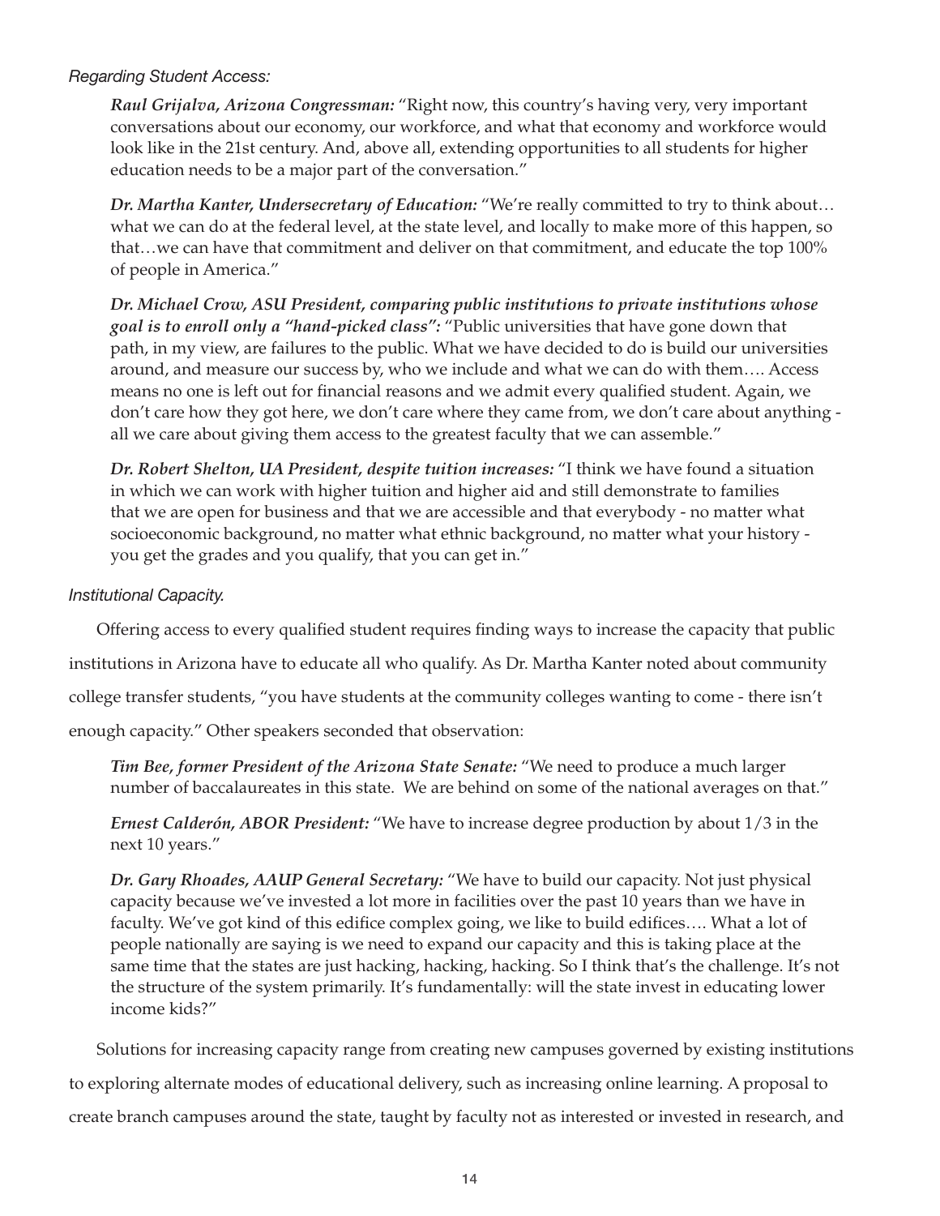*Regarding Student Access:*

***Raul Grijalva, Arizona Congressman:*** "Right now, this country's having very, very important conversations about our economy, our workforce, and what that economy and workforce would look like in the 21st century. And, above all, extending opportunities to all students for higher education needs to be a major part of the conversation."

***Dr. Martha Kanter, Undersecretary of Education:*** "We're really committed to try to think about… what we can do at the federal level, at the state level, and locally to make more of this happen, so that…we can have that commitment and deliver on that commitment, and educate the top 100% of people in America."

***Dr. Michael Crow, ASU President, comparing public institutions to private institutions whose goal is to enroll only a "hand-picked class":*** "Public universities that have gone down that path, in my view, are failures to the public. What we have decided to do is build our universities around, and measure our success by, who we include and what we can do with them…. Access means no one is left out for financial reasons and we admit every qualified student. Again, we don't care how they got here, we don't care where they came from, we don't care about anything - all we care about giving them access to the greatest faculty that we can assemble."

***Dr. Robert Shelton, UA President, despite tuition increases:*** "I think we have found a situation in which we can work with higher tuition and higher aid and still demonstrate to families that we are open for business and that we are accessible and that everybody - no matter what socioeconomic background, no matter what ethnic background, no matter what your history - you get the grades and you qualify, that you can get in."

*Institutional Capacity.*

Offering access to every qualified student requires finding ways to increase the capacity that public institutions in Arizona have to educate all who qualify. As Dr. Martha Kanter noted about community college transfer students, "you have students at the community colleges wanting to come - there isn't enough capacity." Other speakers seconded that observation:

***Tim Bee, former President of the Arizona State Senate:*** "We need to produce a much larger number of baccalaureates in this state. We are behind on some of the national averages on that."

***Ernest Calderón, ABOR President:*** "We have to increase degree production by about 1/3 in the next 10 years."

***Dr. Gary Rhoades, AAUP General Secretary:*** "We have to build our capacity. Not just physical capacity because we've invested a lot more in facilities over the past 10 years than we have in faculty. We've got kind of this edifice complex going, we like to build edifices…. What a lot of people nationally are saying is we need to expand our capacity and this is taking place at the same time that the states are just hacking, hacking, hacking. So I think that's the challenge. It's not the structure of the system primarily. It's fundamentally: will the state invest in educating lower income kids?"

Solutions for increasing capacity range from creating new campuses governed by existing institutions to exploring alternate modes of educational delivery, such as increasing online learning. A proposal to create branch campuses around the state, taught by faculty not as interested or invested in research, and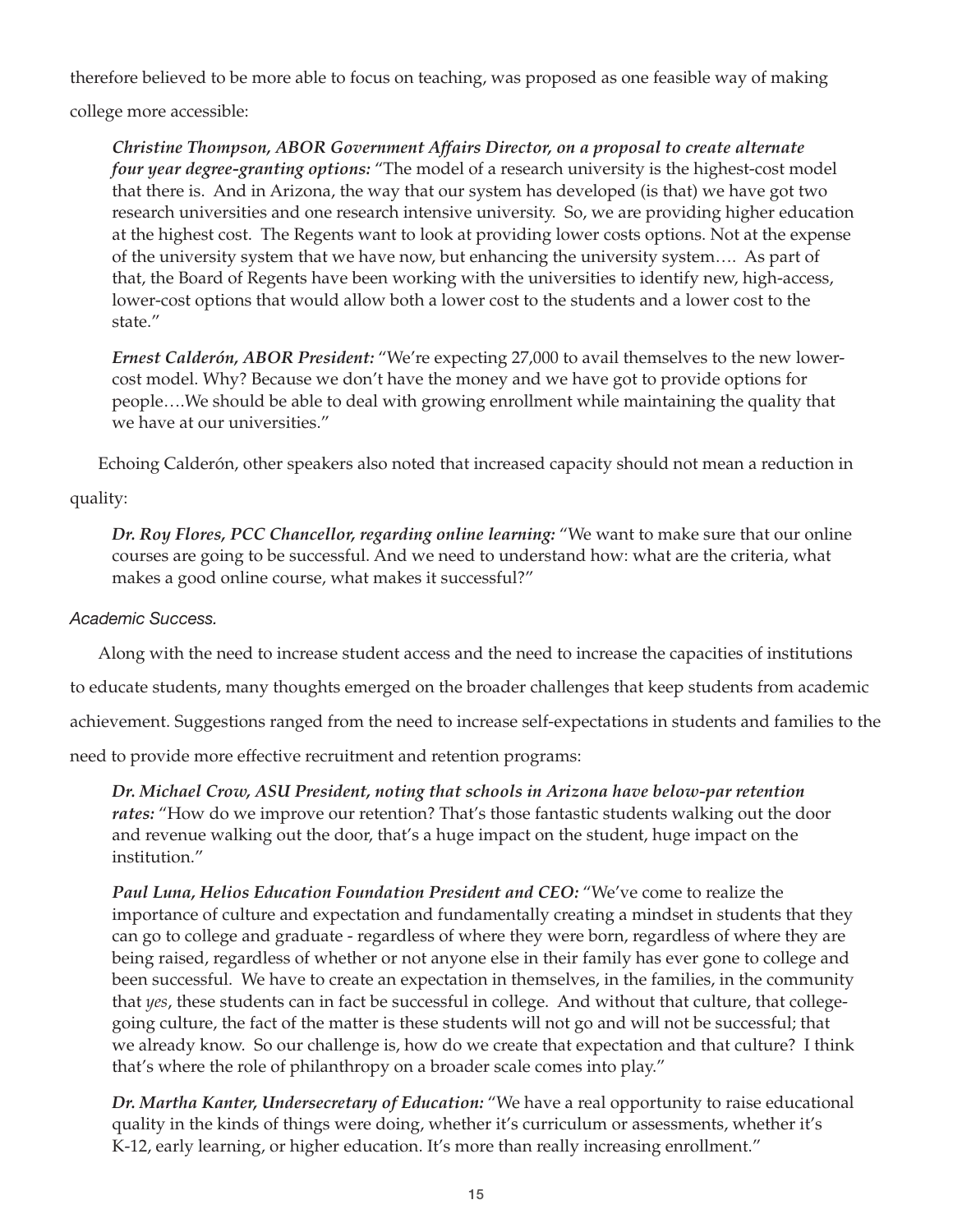therefore believed to be more able to focus on teaching, was proposed as one feasible way of making college more accessible:

> ***Christine Thompson, ABOR Government Affairs Director, on a proposal to create alternate four year degree-granting options:*** "The model of a research university is the highest-cost model that there is. And in Arizona, the way that our system has developed (is that) we have got two research universities and one research intensive university. So, we are providing higher education at the highest cost. The Regents want to look at providing lower costs options. Not at the expense of the university system that we have now, but enhancing the university system…. As part of that, the Board of Regents have been working with the universities to identify new, high-access, lower-cost options that would allow both a lower cost to the students and a lower cost to the state."

> ***Ernest Calderón, ABOR President:*** "We're expecting 27,000 to avail themselves to the new lower-cost model. Why? Because we don't have the money and we have got to provide options for people….We should be able to deal with growing enrollment while maintaining the quality that we have at our universities."

Echoing Calderón, other speakers also noted that increased capacity should not mean a reduction in quality:

> ***Dr. Roy Flores, PCC Chancellor, regarding online learning:*** "We want to make sure that our online courses are going to be successful. And we need to understand how: what are the criteria, what makes a good online course, what makes it successful?"

*Academic Success.*

Along with the need to increase student access and the need to increase the capacities of institutions to educate students, many thoughts emerged on the broader challenges that keep students from academic achievement. Suggestions ranged from the need to increase self-expectations in students and families to the need to provide more effective recruitment and retention programs:

> ***Dr. Michael Crow, ASU President, noting that schools in Arizona have below-par retention rates:*** "How do we improve our retention? That's those fantastic students walking out the door and revenue walking out the door, that's a huge impact on the student, huge impact on the institution."

> ***Paul Luna, Helios Education Foundation President and CEO:*** "We've come to realize the importance of culture and expectation and fundamentally creating a mindset in students that they can go to college and graduate - regardless of where they were born, regardless of where they are being raised, regardless of whether or not anyone else in their family has ever gone to college and been successful. We have to create an expectation in themselves, in the families, in the community that *yes*, these students can in fact be successful in college. And without that culture, that college-going culture, the fact of the matter is these students will not go and will not be successful; that we already know. So our challenge is, how do we create that expectation and that culture? I think that's where the role of philanthropy on a broader scale comes into play."

> ***Dr. Martha Kanter, Undersecretary of Education:*** "We have a real opportunity to raise educational quality in the kinds of things were doing, whether it's curriculum or assessments, whether it's K-12, early learning, or higher education. It's more than really increasing enrollment."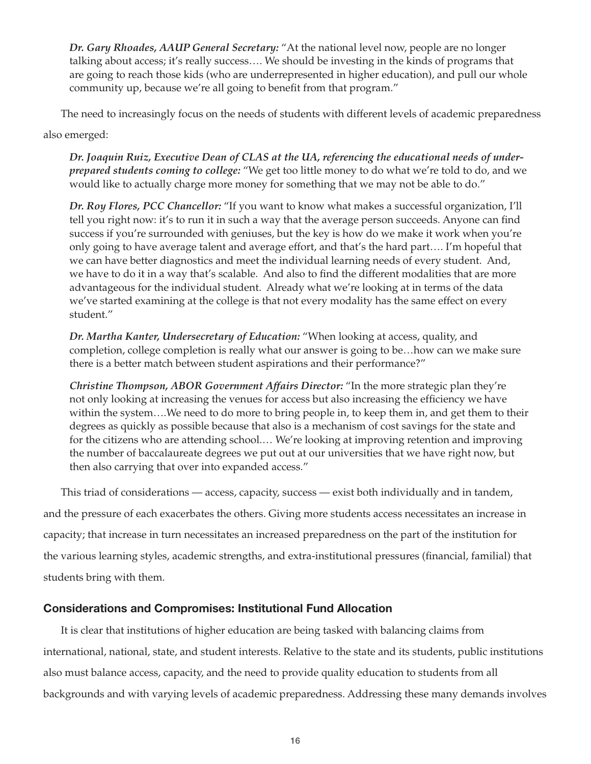*Dr. Gary Rhoades, AAUP General Secretary:* "At the national level now, people are no longer talking about access; it's really success…. We should be investing in the kinds of programs that are going to reach those kids (who are underrepresented in higher education), and pull our whole community up, because we're all going to benefit from that program."

The need to increasingly focus on the needs of students with different levels of academic preparedness also emerged:

*Dr. Joaquin Ruiz, Executive Dean of CLAS at the UA, referencing the educational needs of under-prepared students coming to college:* "We get too little money to do what we're told to do, and we would like to actually charge more money for something that we may not be able to do."

*Dr. Roy Flores, PCC Chancellor:* "If you want to know what makes a successful organization, I'll tell you right now: it's to run it in such a way that the average person succeeds. Anyone can find success if you're surrounded with geniuses, but the key is how do we make it work when you're only going to have average talent and average effort, and that's the hard part…. I'm hopeful that we can have better diagnostics and meet the individual learning needs of every student. And, we have to do it in a way that's scalable. And also to find the different modalities that are more advantageous for the individual student. Already what we're looking at in terms of the data we've started examining at the college is that not every modality has the same effect on every student."

*Dr. Martha Kanter, Undersecretary of Education:* "When looking at access, quality, and completion, college completion is really what our answer is going to be…how can we make sure there is a better match between student aspirations and their performance?"

*Christine Thompson, ABOR Government Affairs Director:* "In the more strategic plan they're not only looking at increasing the venues for access but also increasing the efficiency we have within the system….We need to do more to bring people in, to keep them in, and get them to their degrees as quickly as possible because that also is a mechanism of cost savings for the state and for the citizens who are attending school.… We're looking at improving retention and improving the number of baccalaureate degrees we put out at our universities that we have right now, but then also carrying that over into expanded access."

This triad of considerations — access, capacity, success — exist both individually and in tandem, and the pressure of each exacerbates the others. Giving more students access necessitates an increase in capacity; that increase in turn necessitates an increased preparedness on the part of the institution for the various learning styles, academic strengths, and extra-institutional pressures (financial, familial) that students bring with them.

### Considerations and Compromises: Institutional Fund Allocation

It is clear that institutions of higher education are being tasked with balancing claims from international, national, state, and student interests. Relative to the state and its students, public institutions also must balance access, capacity, and the need to provide quality education to students from all backgrounds and with varying levels of academic preparedness. Addressing these many demands involves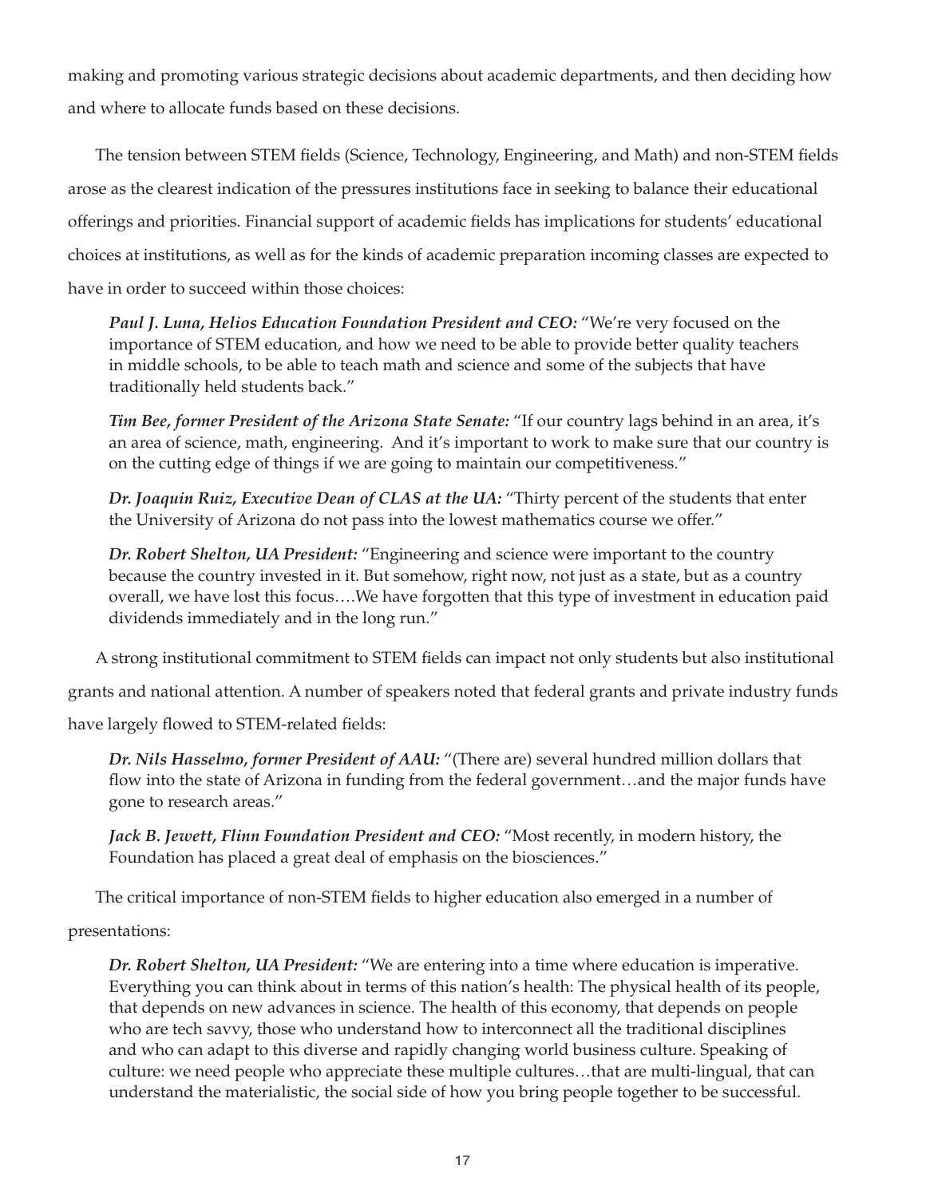making and promoting various strategic decisions about academic departments, and then deciding how and where to allocate funds based on these decisions.

The tension between STEM fields (Science, Technology, Engineering, and Math) and non-STEM fields arose as the clearest indication of the pressures institutions face in seeking to balance their educational offerings and priorities. Financial support of academic fields has implications for students' educational choices at institutions, as well as for the kinds of academic preparation incoming classes are expected to have in order to succeed within those choices:

> ***Paul J. Luna, Helios Education Foundation President and CEO:*** "We're very focused on the importance of STEM education, and how we need to be able to provide better quality teachers in middle schools, to be able to teach math and science and some of the subjects that have traditionally held students back."
>
> ***Tim Bee, former President of the Arizona State Senate:*** "If our country lags behind in an area, it's an area of science, math, engineering. And it's important to work to make sure that our country is on the cutting edge of things if we are going to maintain our competitiveness."
>
> ***Dr. Joaquin Ruiz, Executive Dean of CLAS at the UA:*** "Thirty percent of the students that enter the University of Arizona do not pass into the lowest mathematics course we offer."
>
> ***Dr. Robert Shelton, UA President:*** "Engineering and science were important to the country because the country invested in it. But somehow, right now, not just as a state, but as a country overall, we have lost this focus….We have forgotten that this type of investment in education paid dividends immediately and in the long run."

A strong institutional commitment to STEM fields can impact not only students but also institutional grants and national attention. A number of speakers noted that federal grants and private industry funds have largely flowed to STEM-related fields:

> ***Dr. Nils Hasselmo, former President of AAU:*** "(There are) several hundred million dollars that flow into the state of Arizona in funding from the federal government…and the major funds have gone to research areas."
>
> ***Jack B. Jewett, Flinn Foundation President and CEO:*** "Most recently, in modern history, the Foundation has placed a great deal of emphasis on the biosciences."

The critical importance of non-STEM fields to higher education also emerged in a number of presentations:

> ***Dr. Robert Shelton, UA President:*** "We are entering into a time where education is imperative. Everything you can think about in terms of this nation's health: The physical health of its people, that depends on new advances in science. The health of this economy, that depends on people who are tech savvy, those who understand how to interconnect all the traditional disciplines and who can adapt to this diverse and rapidly changing world business culture. Speaking of culture: we need people who appreciate these multiple cultures…that are multi-lingual, that can understand the materialistic, the social side of how you bring people together to be successful.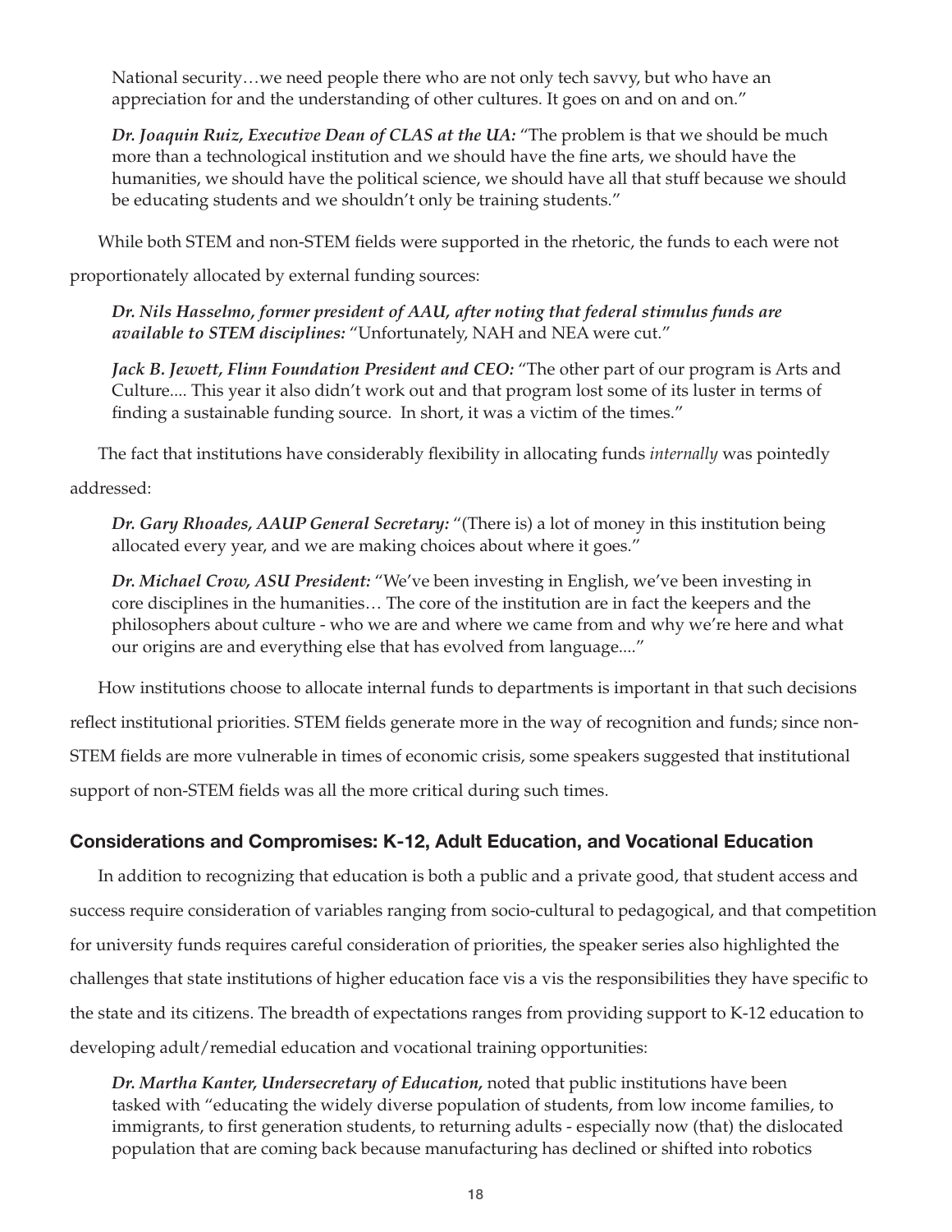National security…we need people there who are not only tech savvy, but who have an appreciation for and the understanding of other cultures. It goes on and on and on."

***Dr. Joaquin Ruiz, Executive Dean of CLAS at the UA:*** "The problem is that we should be much more than a technological institution and we should have the fine arts, we should have the humanities, we should have the political science, we should have all that stuff because we should be educating students and we shouldn't only be training students."

While both STEM and non-STEM fields were supported in the rhetoric, the funds to each were not proportionately allocated by external funding sources:

***Dr. Nils Hasselmo, former president of AAU, after noting that federal stimulus funds are available to STEM disciplines:*** "Unfortunately, NAH and NEA were cut."

***Jack B. Jewett, Flinn Foundation President and CEO:*** "The other part of our program is Arts and Culture.... This year it also didn't work out and that program lost some of its luster in terms of finding a sustainable funding source. In short, it was a victim of the times."

The fact that institutions have considerably flexibility in allocating funds *internally* was pointedly addressed:

***Dr. Gary Rhoades, AAUP General Secretary:*** "(There is) a lot of money in this institution being allocated every year, and we are making choices about where it goes."

***Dr. Michael Crow, ASU President:*** "We've been investing in English, we've been investing in core disciplines in the humanities… The core of the institution are in fact the keepers and the philosophers about culture - who we are and where we came from and why we're here and what our origins are and everything else that has evolved from language...."

How institutions choose to allocate internal funds to departments is important in that such decisions reflect institutional priorities. STEM fields generate more in the way of recognition and funds; since non-STEM fields are more vulnerable in times of economic crisis, some speakers suggested that institutional support of non-STEM fields was all the more critical during such times.

## Considerations and Compromises: K-12, Adult Education, and Vocational Education

In addition to recognizing that education is both a public and a private good, that student access and success require consideration of variables ranging from socio-cultural to pedagogical, and that competition for university funds requires careful consideration of priorities, the speaker series also highlighted the challenges that state institutions of higher education face vis a vis the responsibilities they have specific to the state and its citizens. The breadth of expectations ranges from providing support to K-12 education to developing adult/remedial education and vocational training opportunities:

***Dr. Martha Kanter, Undersecretary of Education,*** noted that public institutions have been tasked with "educating the widely diverse population of students, from low income families, to immigrants, to first generation students, to returning adults - especially now (that) the dislocated population that are coming back because manufacturing has declined or shifted into robotics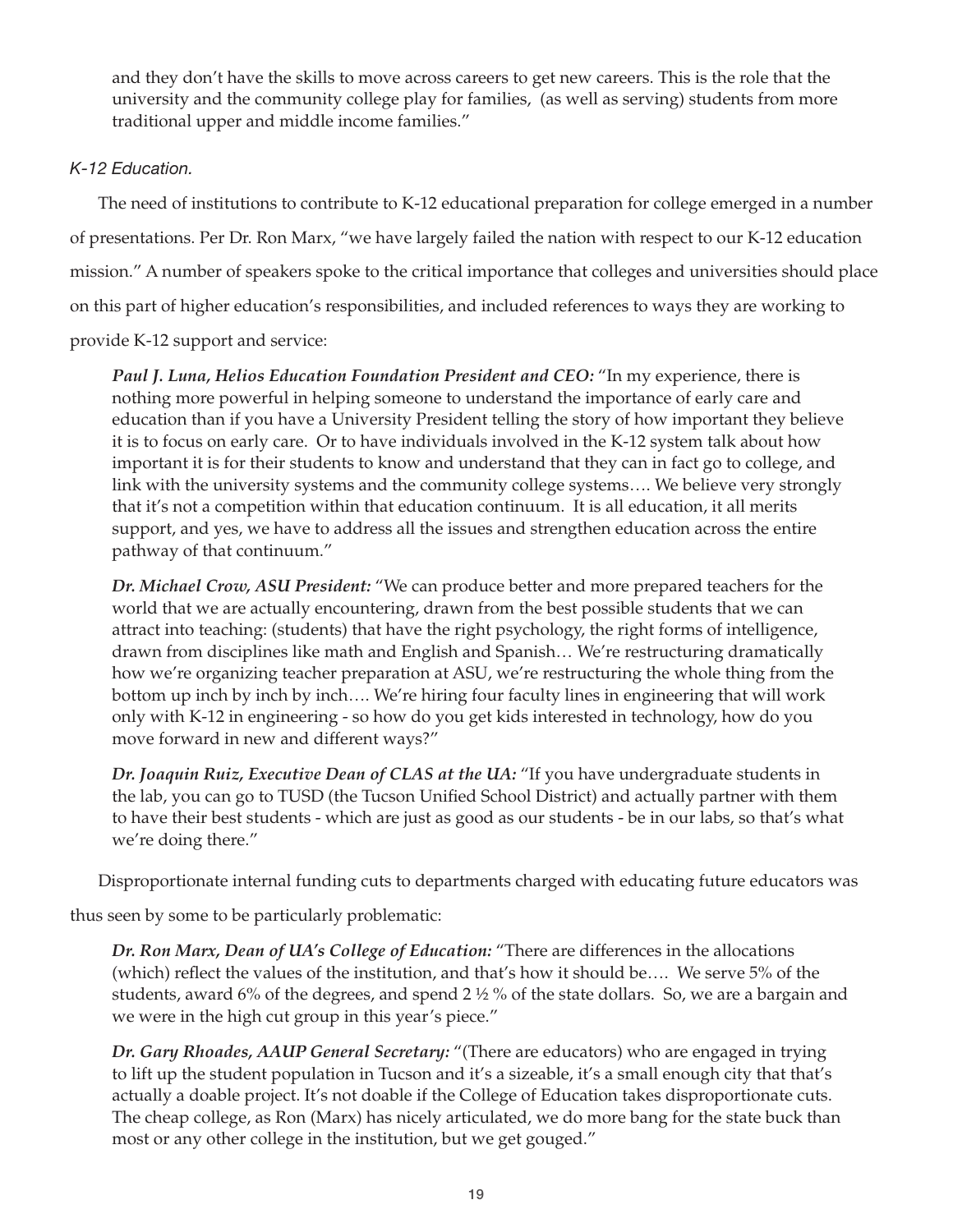and they don't have the skills to move across careers to get new careers. This is the role that the university and the community college play for families, (as well as serving) students from more traditional upper and middle income families."

### *K-12 Education.*

The need of institutions to contribute to K-12 educational preparation for college emerged in a number of presentations. Per Dr. Ron Marx, "we have largely failed the nation with respect to our K-12 education mission." A number of speakers spoke to the critical importance that colleges and universities should place on this part of higher education's responsibilities, and included references to ways they are working to provide K-12 support and service:

> ***Paul J. Luna, Helios Education Foundation President and CEO:*** "In my experience, there is nothing more powerful in helping someone to understand the importance of early care and education than if you have a University President telling the story of how important they believe it is to focus on early care. Or to have individuals involved in the K-12 system talk about how important it is for their students to know and understand that they can in fact go to college, and link with the university systems and the community college systems…. We believe very strongly that it's not a competition within that education continuum. It is all education, it all merits support, and yes, we have to address all the issues and strengthen education across the entire pathway of that continuum."

> ***Dr. Michael Crow, ASU President:*** "We can produce better and more prepared teachers for the world that we are actually encountering, drawn from the best possible students that we can attract into teaching: (students) that have the right psychology, the right forms of intelligence, drawn from disciplines like math and English and Spanish… We're restructuring dramatically how we're organizing teacher preparation at ASU, we're restructuring the whole thing from the bottom up inch by inch by inch…. We're hiring four faculty lines in engineering that will work only with K-12 in engineering - so how do you get kids interested in technology, how do you move forward in new and different ways?"

> ***Dr. Joaquin Ruiz, Executive Dean of CLAS at the UA:*** "If you have undergraduate students in the lab, you can go to TUSD (the Tucson Unified School District) and actually partner with them to have their best students - which are just as good as our students - be in our labs, so that's what we're doing there."

Disproportionate internal funding cuts to departments charged with educating future educators was thus seen by some to be particularly problematic:

> ***Dr. Ron Marx, Dean of UA's College of Education:*** "There are differences in the allocations (which) reflect the values of the institution, and that's how it should be…. We serve 5% of the students, award 6% of the degrees, and spend 2 ½ % of the state dollars. So, we are a bargain and we were in the high cut group in this year's piece."

> ***Dr. Gary Rhoades, AAUP General Secretary:*** "(There are educators) who are engaged in trying to lift up the student population in Tucson and it's a sizeable, it's a small enough city that that's actually a doable project. It's not doable if the College of Education takes disproportionate cuts. The cheap college, as Ron (Marx) has nicely articulated, we do more bang for the state buck than most or any other college in the institution, but we get gouged."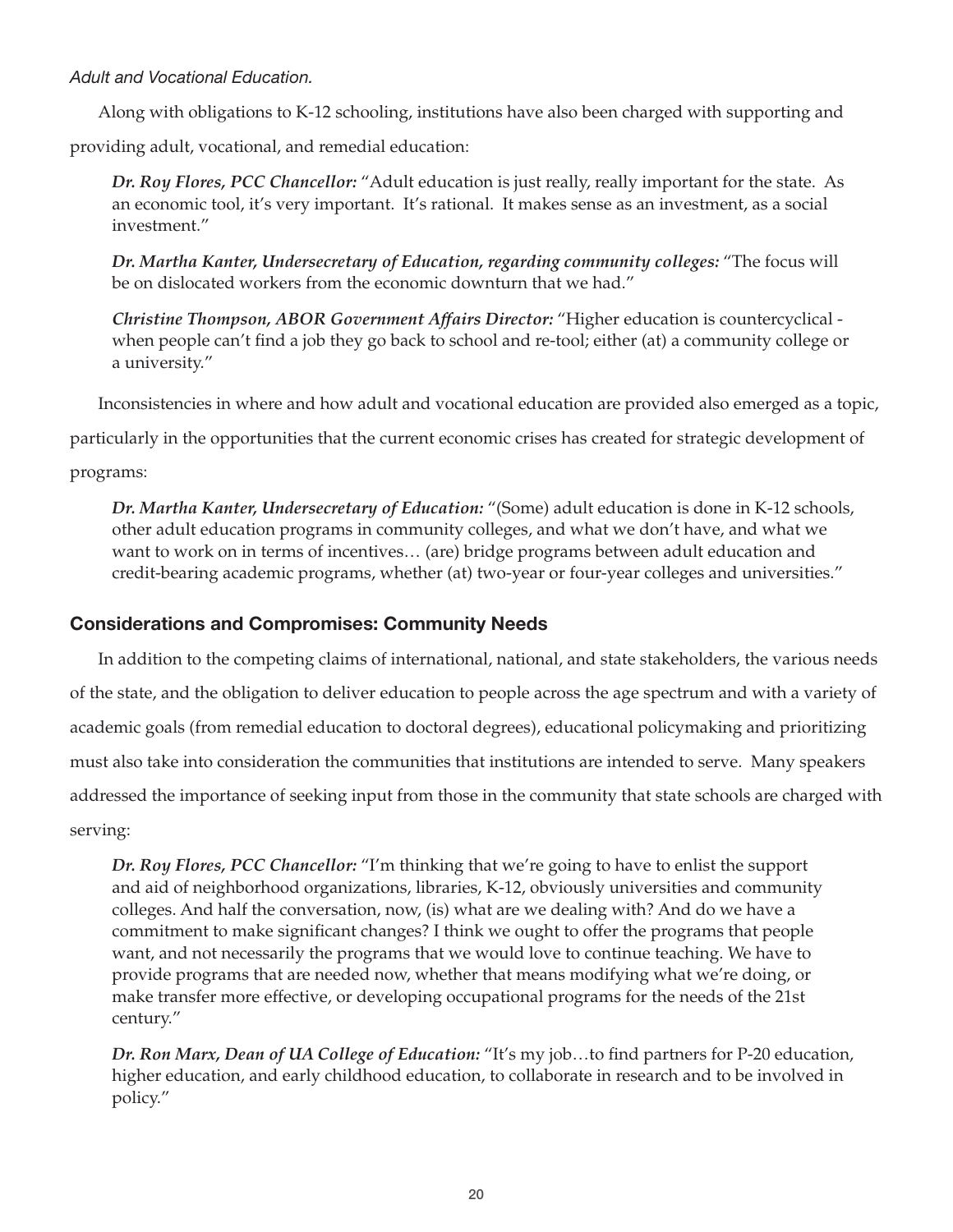*Adult and Vocational Education.*

Along with obligations to K-12 schooling, institutions have also been charged with supporting and providing adult, vocational, and remedial education:

> ***Dr. Roy Flores, PCC Chancellor:*** "Adult education is just really, really important for the state. As an economic tool, it's very important. It's rational. It makes sense as an investment, as a social investment."
>
> ***Dr. Martha Kanter, Undersecretary of Education, regarding community colleges:*** "The focus will be on dislocated workers from the economic downturn that we had."
>
> ***Christine Thompson, ABOR Government Affairs Director:*** "Higher education is countercyclical - when people can't find a job they go back to school and re-tool; either (at) a community college or a university."

Inconsistencies in where and how adult and vocational education are provided also emerged as a topic, particularly in the opportunities that the current economic crises has created for strategic development of programs:

> ***Dr. Martha Kanter, Undersecretary of Education:*** "(Some) adult education is done in K-12 schools, other adult education programs in community colleges, and what we don't have, and what we want to work on in terms of incentives… (are) bridge programs between adult education and credit-bearing academic programs, whether (at) two-year or four-year colleges and universities."

### Considerations and Compromises: Community Needs

In addition to the competing claims of international, national, and state stakeholders, the various needs of the state, and the obligation to deliver education to people across the age spectrum and with a variety of academic goals (from remedial education to doctoral degrees), educational policymaking and prioritizing must also take into consideration the communities that institutions are intended to serve. Many speakers addressed the importance of seeking input from those in the community that state schools are charged with serving:

> ***Dr. Roy Flores, PCC Chancellor:*** "I'm thinking that we're going to have to enlist the support and aid of neighborhood organizations, libraries, K-12, obviously universities and community colleges. And half the conversation, now, (is) what are we dealing with? And do we have a commitment to make significant changes? I think we ought to offer the programs that people want, and not necessarily the programs that we would love to continue teaching. We have to provide programs that are needed now, whether that means modifying what we're doing, or make transfer more effective, or developing occupational programs for the needs of the 21st century."
>
> ***Dr. Ron Marx, Dean of UA College of Education:*** "It's my job…to find partners for P-20 education, higher education, and early childhood education, to collaborate in research and to be involved in policy."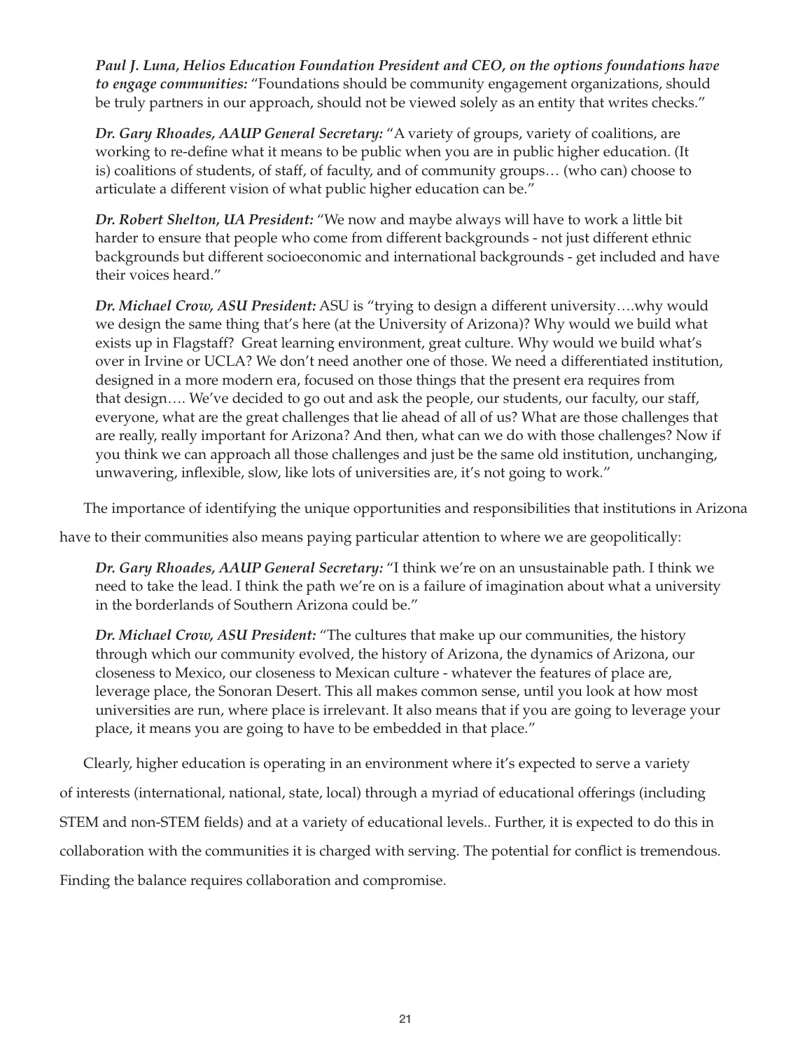***Paul J. Luna, Helios Education Foundation President and CEO, on the options foundations have to engage communities:*** "Foundations should be community engagement organizations, should be truly partners in our approach, should not be viewed solely as an entity that writes checks."

***Dr. Gary Rhoades, AAUP General Secretary:*** "A variety of groups, variety of coalitions, are working to re-define what it means to be public when you are in public higher education. (It is) coalitions of students, of staff, of faculty, and of community groups… (who can) choose to articulate a different vision of what public higher education can be."

***Dr. Robert Shelton, UA President:*** "We now and maybe always will have to work a little bit harder to ensure that people who come from different backgrounds - not just different ethnic backgrounds but different socioeconomic and international backgrounds - get included and have their voices heard."

***Dr. Michael Crow, ASU President:*** ASU is "trying to design a different university….why would we design the same thing that's here (at the University of Arizona)? Why would we build what exists up in Flagstaff? Great learning environment, great culture. Why would we build what's over in Irvine or UCLA? We don't need another one of those. We need a differentiated institution, designed in a more modern era, focused on those things that the present era requires from that design…. We've decided to go out and ask the people, our students, our faculty, our staff, everyone, what are the great challenges that lie ahead of all of us? What are those challenges that are really, really important for Arizona? And then, what can we do with those challenges? Now if you think we can approach all those challenges and just be the same old institution, unchanging, unwavering, inflexible, slow, like lots of universities are, it's not going to work."

The importance of identifying the unique opportunities and responsibilities that institutions in Arizona have to their communities also means paying particular attention to where we are geopolitically:

***Dr. Gary Rhoades, AAUP General Secretary:*** "I think we're on an unsustainable path. I think we need to take the lead. I think the path we're on is a failure of imagination about what a university in the borderlands of Southern Arizona could be."

***Dr. Michael Crow, ASU President:*** "The cultures that make up our communities, the history through which our community evolved, the history of Arizona, the dynamics of Arizona, our closeness to Mexico, our closeness to Mexican culture - whatever the features of place are, leverage place, the Sonoran Desert. This all makes common sense, until you look at how most universities are run, where place is irrelevant. It also means that if you are going to leverage your place, it means you are going to have to be embedded in that place."

Clearly, higher education is operating in an environment where it's expected to serve a variety of interests (international, national, state, local) through a myriad of educational offerings (including STEM and non-STEM fields) and at a variety of educational levels.. Further, it is expected to do this in collaboration with the communities it is charged with serving. The potential for conflict is tremendous. Finding the balance requires collaboration and compromise.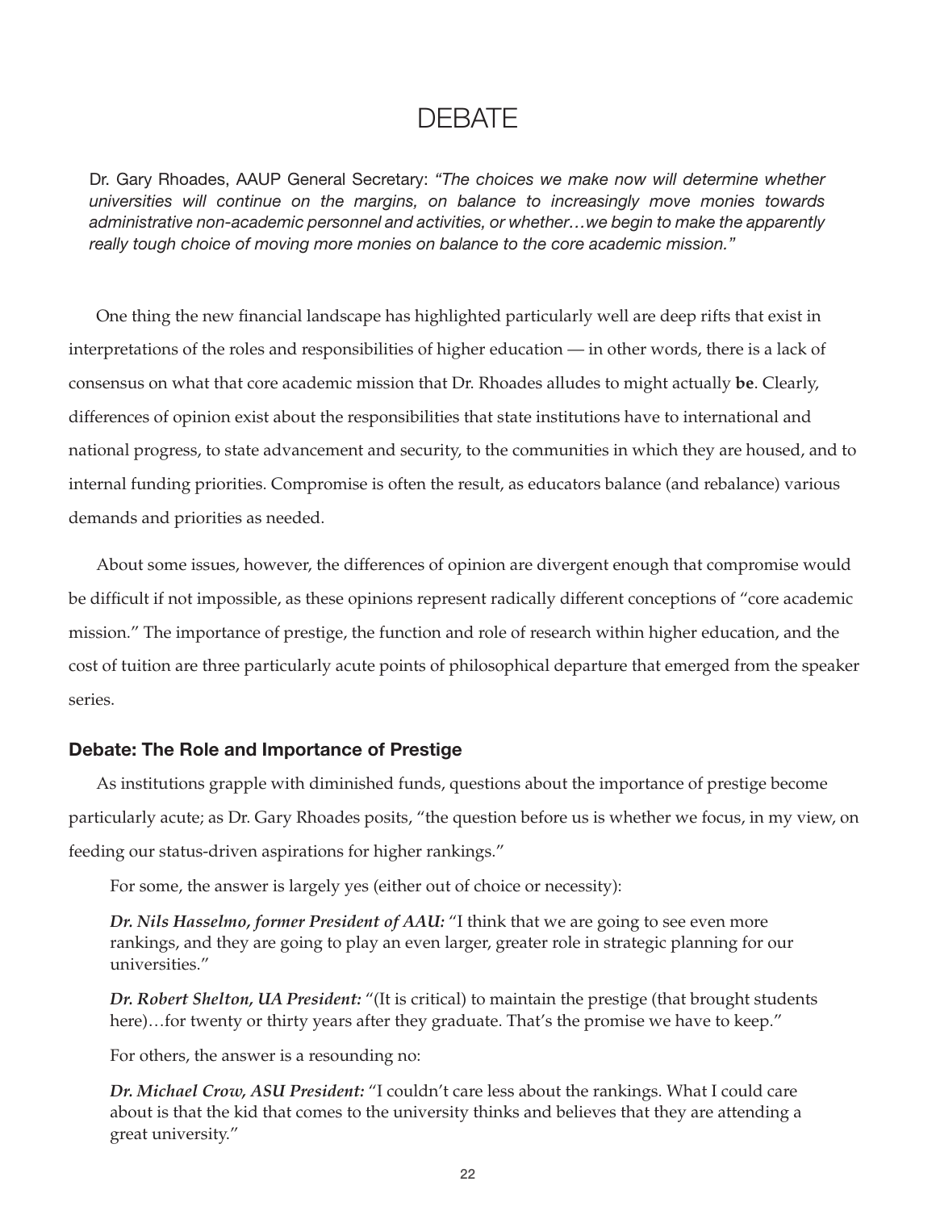# DEBATE

Dr. Gary Rhoades, AAUP General Secretary: *"The choices we make now will determine whether universities will continue on the margins, on balance to increasingly move monies towards administrative non-academic personnel and activities, or whether…we begin to make the apparently really tough choice of moving more monies on balance to the core academic mission."*

One thing the new financial landscape has highlighted particularly well are deep rifts that exist in interpretations of the roles and responsibilities of higher education — in other words, there is a lack of consensus on what that core academic mission that Dr. Rhoades alludes to might actually **be**. Clearly, differences of opinion exist about the responsibilities that state institutions have to international and national progress, to state advancement and security, to the communities in which they are housed, and to internal funding priorities. Compromise is often the result, as educators balance (and rebalance) various demands and priorities as needed.

About some issues, however, the differences of opinion are divergent enough that compromise would be difficult if not impossible, as these opinions represent radically different conceptions of "core academic mission." The importance of prestige, the function and role of research within higher education, and the cost of tuition are three particularly acute points of philosophical departure that emerged from the speaker series.

### Debate: The Role and Importance of Prestige

As institutions grapple with diminished funds, questions about the importance of prestige become particularly acute; as Dr. Gary Rhoades posits, "the question before us is whether we focus, in my view, on feeding our status-driven aspirations for higher rankings."

For some, the answer is largely yes (either out of choice or necessity):

***Dr. Nils Hasselmo, former President of AAU:*** "I think that we are going to see even more rankings, and they are going to play an even larger, greater role in strategic planning for our universities."

***Dr. Robert Shelton, UA President:*** "(It is critical) to maintain the prestige (that brought students here)…for twenty or thirty years after they graduate. That's the promise we have to keep."

For others, the answer is a resounding no:

***Dr. Michael Crow, ASU President:*** "I couldn't care less about the rankings. What I could care about is that the kid that comes to the university thinks and believes that they are attending a great university."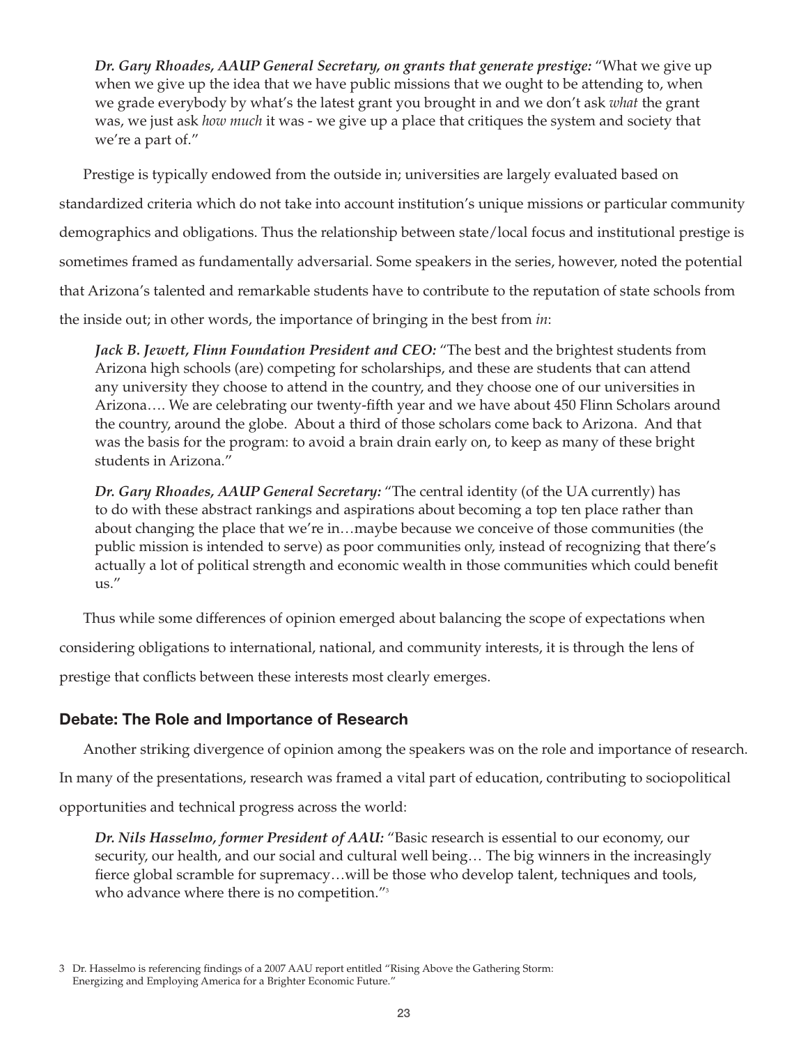*Dr. Gary Rhoades, AAUP General Secretary, on grants that generate prestige:* "What we give up when we give up the idea that we have public missions that we ought to be attending to, when we grade everybody by what's the latest grant you brought in and we don't ask *what* the grant was, we just ask *how much* it was - we give up a place that critiques the system and society that we're a part of."

Prestige is typically endowed from the outside in; universities are largely evaluated based on standardized criteria which do not take into account institution's unique missions or particular community demographics and obligations. Thus the relationship between state/local focus and institutional prestige is sometimes framed as fundamentally adversarial. Some speakers in the series, however, noted the potential that Arizona's talented and remarkable students have to contribute to the reputation of state schools from the inside out; in other words, the importance of bringing in the best from *in*:

*Jack B. Jewett, Flinn Foundation President and CEO:* "The best and the brightest students from Arizona high schools (are) competing for scholarships, and these are students that can attend any university they choose to attend in the country, and they choose one of our universities in Arizona…. We are celebrating our twenty-fifth year and we have about 450 Flinn Scholars around the country, around the globe. About a third of those scholars come back to Arizona. And that was the basis for the program: to avoid a brain drain early on, to keep as many of these bright students in Arizona."

*Dr. Gary Rhoades, AAUP General Secretary:* "The central identity (of the UA currently) has to do with these abstract rankings and aspirations about becoming a top ten place rather than about changing the place that we're in…maybe because we conceive of those communities (the public mission is intended to serve) as poor communities only, instead of recognizing that there's actually a lot of political strength and economic wealth in those communities which could benefit us."

Thus while some differences of opinion emerged about balancing the scope of expectations when considering obligations to international, national, and community interests, it is through the lens of prestige that conflicts between these interests most clearly emerges.

## Debate: The Role and Importance of Research

Another striking divergence of opinion among the speakers was on the role and importance of research. In many of the presentations, research was framed a vital part of education, contributing to sociopolitical opportunities and technical progress across the world:

*Dr. Nils Hasselmo, former President of AAU:* "Basic research is essential to our economy, our security, our health, and our social and cultural well being… The big winners in the increasingly fierce global scramble for supremacy…will be those who develop talent, techniques and tools, who advance where there is no competition."[3]

3 Dr. Hasselmo is referencing findings of a 2007 AAU report entitled "Rising Above the Gathering Storm: Energizing and Employing America for a Brighter Economic Future."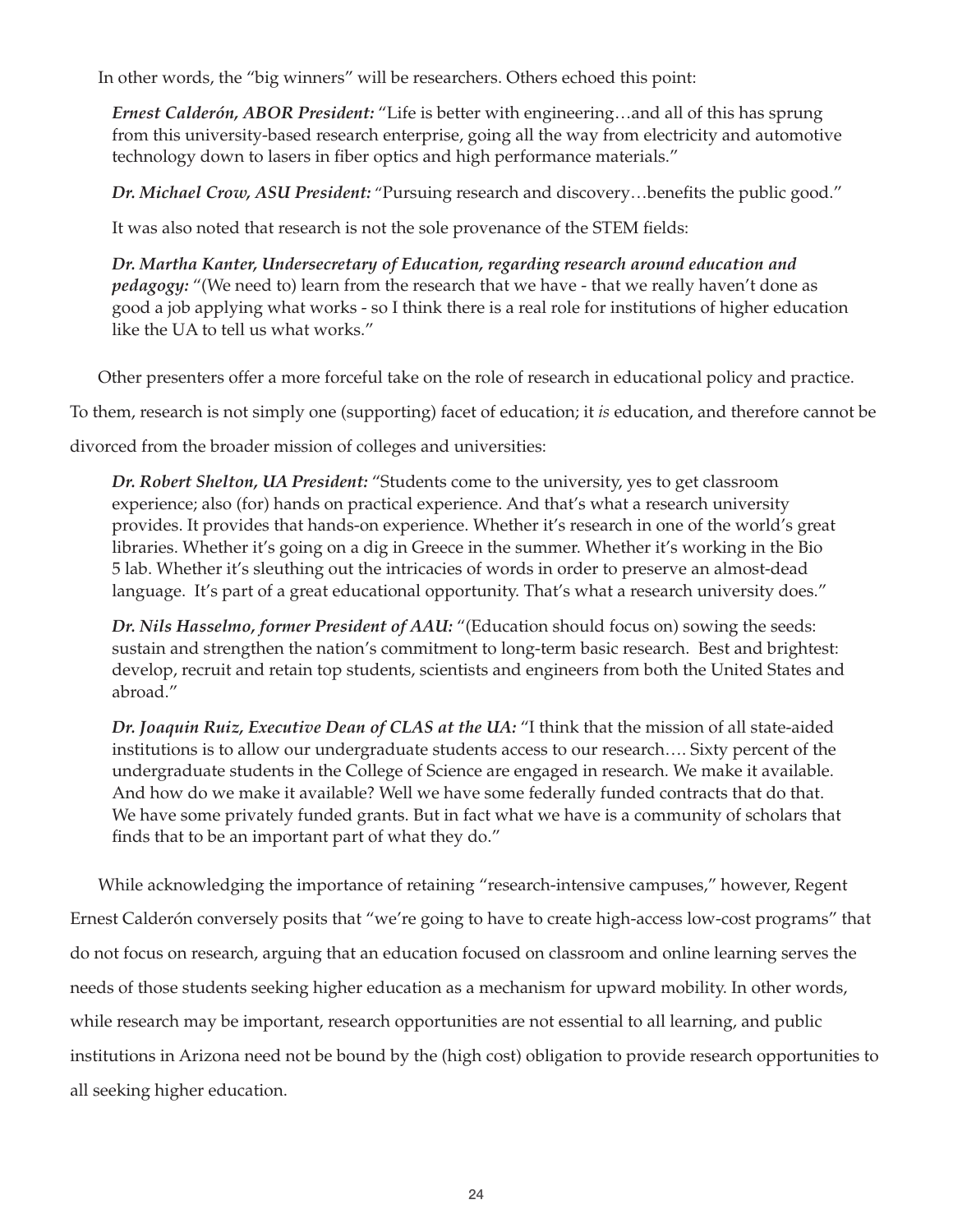In other words, the "big winners" will be researchers. Others echoed this point:

> ***Ernest Calderón, ABOR President:*** "Life is better with engineering…and all of this has sprung from this university-based research enterprise, going all the way from electricity and automotive technology down to lasers in fiber optics and high performance materials."
>
> ***Dr. Michael Crow, ASU President:*** "Pursuing research and discovery…benefits the public good."
>
> It was also noted that research is not the sole provenance of the STEM fields:
>
> ***Dr. Martha Kanter, Undersecretary of Education, regarding research around education and pedagogy:*** "(We need to) learn from the research that we have - that we really haven't done as good a job applying what works - so I think there is a real role for institutions of higher education like the UA to tell us what works."

Other presenters offer a more forceful take on the role of research in educational policy and practice. To them, research is not simply one (supporting) facet of education; it *is* education, and therefore cannot be divorced from the broader mission of colleges and universities:

> ***Dr. Robert Shelton, UA President:*** "Students come to the university, yes to get classroom experience; also (for) hands on practical experience. And that's what a research university provides. It provides that hands-on experience. Whether it's research in one of the world's great libraries. Whether it's going on a dig in Greece in the summer. Whether it's working in the Bio 5 lab. Whether it's sleuthing out the intricacies of words in order to preserve an almost-dead language. It's part of a great educational opportunity. That's what a research university does."
>
> ***Dr. Nils Hasselmo, former President of AAU:*** "(Education should focus on) sowing the seeds: sustain and strengthen the nation's commitment to long-term basic research. Best and brightest: develop, recruit and retain top students, scientists and engineers from both the United States and abroad."
>
> ***Dr. Joaquin Ruiz, Executive Dean of CLAS at the UA:*** "I think that the mission of all state-aided institutions is to allow our undergraduate students access to our research…. Sixty percent of the undergraduate students in the College of Science are engaged in research. We make it available. And how do we make it available? Well we have some federally funded contracts that do that. We have some privately funded grants. But in fact what we have is a community of scholars that finds that to be an important part of what they do."

While acknowledging the importance of retaining "research-intensive campuses," however, Regent Ernest Calderón conversely posits that "we're going to have to create high-access low-cost programs" that do not focus on research, arguing that an education focused on classroom and online learning serves the needs of those students seeking higher education as a mechanism for upward mobility. In other words, while research may be important, research opportunities are not essential to all learning, and public institutions in Arizona need not be bound by the (high cost) obligation to provide research opportunities to all seeking higher education.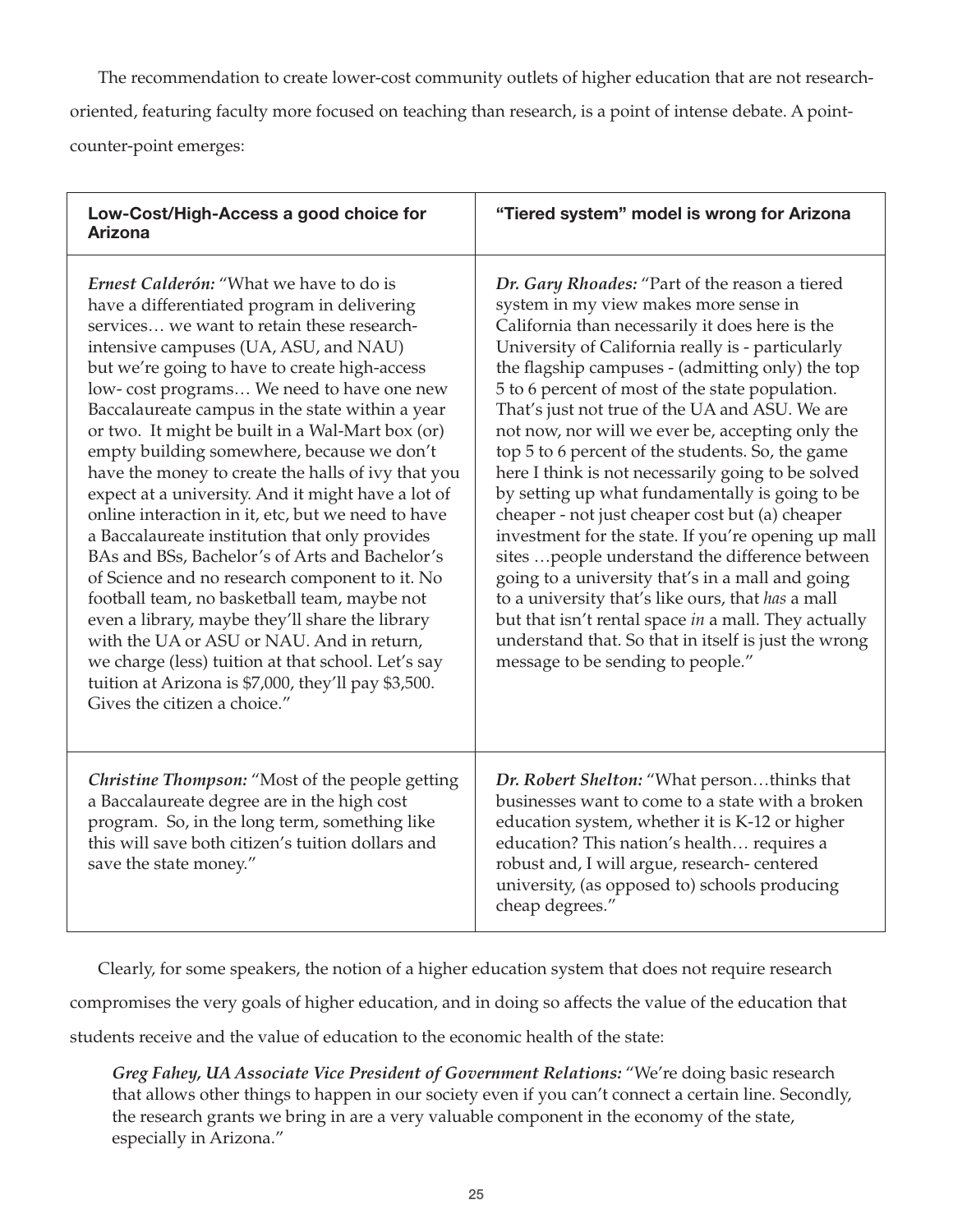The recommendation to create lower-cost community outlets of higher education that are not research-oriented, featuring faculty more focused on teaching than research, is a point of intense debate. A point-counter-point emerges:

| Low-Cost/High-Access a good choice for Arizona | "Tiered system" model is wrong for Arizona |
|---|---|
| ***Ernest Calderón:*** "What we have to do is have a differentiated program in delivering services… we want to retain these research-intensive campuses (UA, ASU, and NAU) but we're going to have to create high-access low- cost programs… We need to have one new Baccalaureate campus in the state within a year or two. It might be built in a Wal-Mart box (or) empty building somewhere, because we don't have the money to create the halls of ivy that you expect at a university. And it might have a lot of online interaction in it, etc, but we need to have a Baccalaureate institution that only provides BAs and BSs, Bachelor's of Arts and Bachelor's of Science and no research component to it. No football team, no basketball team, maybe not even a library, maybe they'll share the library with the UA or ASU or NAU. And in return, we charge (less) tuition at that school. Let's say tuition at Arizona is $7,000, they'll pay $3,500. Gives the citizen a choice." | ***Dr. Gary Rhoades:*** "Part of the reason a tiered system in my view makes more sense in California than necessarily it does here is the University of California really is - particularly the flagship campuses - (admitting only) the top 5 to 6 percent of most of the state population. That's just not true of the UA and ASU. We are not now, nor will we ever be, accepting only the top 5 to 6 percent of the students. So, the game here I think is not necessarily going to be solved by setting up what fundamentally is going to be cheaper - not just cheaper cost but (a) cheaper investment for the state. If you're opening up mall sites …people understand the difference between going to a university that's in a mall and going to a university that's like ours, that *has* a mall but that isn't rental space *in* a mall. They actually understand that. So that in itself is just the wrong message to be sending to people." |
| ***Christine Thompson:*** "Most of the people getting a Baccalaureate degree are in the high cost program. So, in the long term, something like this will save both citizen's tuition dollars and save the state money." | ***Dr. Robert Shelton:*** "What person…thinks that businesses want to come to a state with a broken education system, whether it is K-12 or higher education? This nation's health… requires a robust and, I will argue, research- centered university, (as opposed to) schools producing cheap degrees." |

Clearly, for some speakers, the notion of a higher education system that does not require research compromises the very goals of higher education, and in doing so affects the value of the education that students receive and the value of education to the economic health of the state:

> ***Greg Fahey, UA Associate Vice President of Government Relations:*** "We're doing basic research that allows other things to happen in our society even if you can't connect a certain line. Secondly, the research grants we bring in are a very valuable component in the economy of the state, especially in Arizona."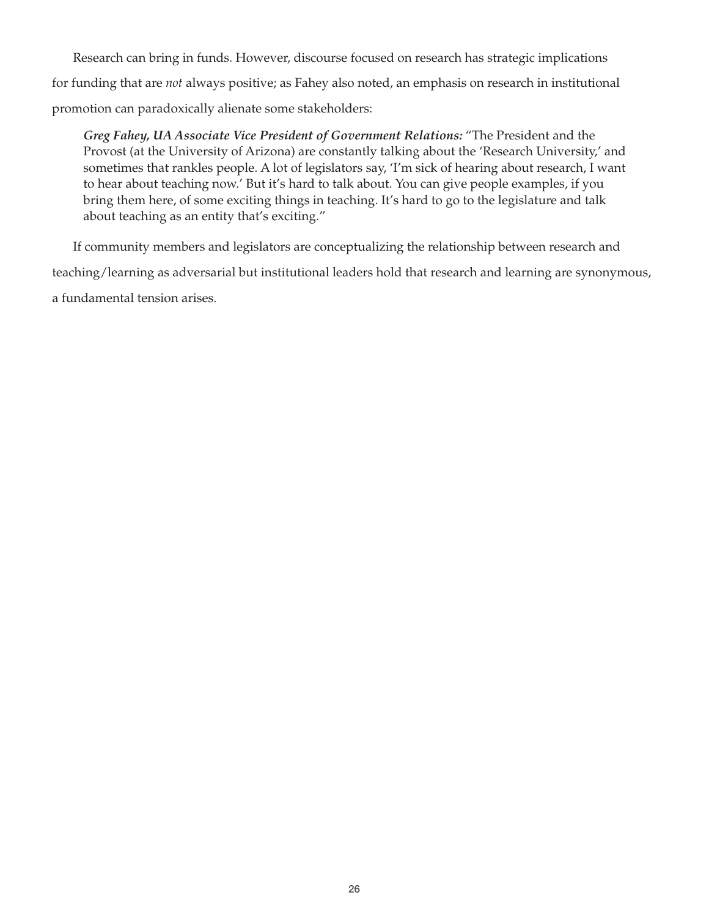Research can bring in funds. However, discourse focused on research has strategic implications for funding that are *not* always positive; as Fahey also noted, an emphasis on research in institutional promotion can paradoxically alienate some stakeholders:

> ***Greg Fahey, UA Associate Vice President of Government Relations:*** "The President and the Provost (at the University of Arizona) are constantly talking about the 'Research University,' and sometimes that rankles people. A lot of legislators say, 'I'm sick of hearing about research, I want to hear about teaching now.' But it's hard to talk about. You can give people examples, if you bring them here, of some exciting things in teaching. It's hard to go to the legislature and talk about teaching as an entity that's exciting."

If community members and legislators are conceptualizing the relationship between research and teaching/learning as adversarial but institutional leaders hold that research and learning are synonymous, a fundamental tension arises.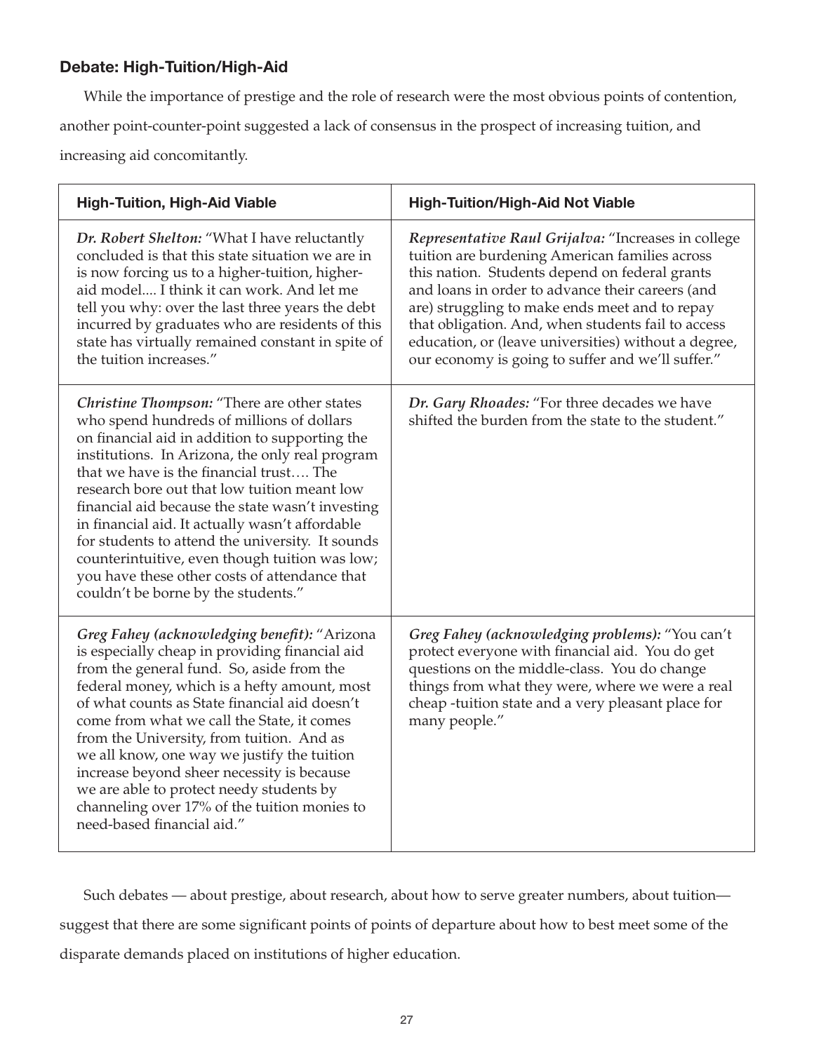### Debate: High-Tuition/High-Aid

While the importance of prestige and the role of research were the most obvious points of contention, another point-counter-point suggested a lack of consensus in the prospect of increasing tuition, and increasing aid concomitantly.

| High-Tuition, High-Aid Viable | High-Tuition/High-Aid Not Viable |
| --- | --- |
| ***Dr. Robert Shelton:*** "What I have reluctantly concluded is that this state situation we are in is now forcing us to a higher-tuition, higher-aid model.... I think it can work. And let me tell you why: over the last three years the debt incurred by graduates who are residents of this state has virtually remained constant in spite of the tuition increases." | ***Representative Raul Grijalva:*** "Increases in college tuition are burdening American families across this nation. Students depend on federal grants and loans in order to advance their careers (and are) struggling to make ends meet and to repay that obligation. And, when students fail to access education, or (leave universities) without a degree, our economy is going to suffer and we'll suffer." |
| ***Christine Thompson:*** "There are other states who spend hundreds of millions of dollars on financial aid in addition to supporting the institutions. In Arizona, the only real program that we have is the financial trust…. The research bore out that low tuition meant low financial aid because the state wasn't investing in financial aid. It actually wasn't affordable for students to attend the university. It sounds counterintuitive, even though tuition was low; you have these other costs of attendance that couldn't be borne by the students." | ***Dr. Gary Rhoades:*** "For three decades we have shifted the burden from the state to the student." |
| ***Greg Fahey (acknowledging benefit):*** "Arizona is especially cheap in providing financial aid from the general fund. So, aside from the federal money, which is a hefty amount, most of what counts as State financial aid doesn't come from what we call the State, it comes from the University, from tuition. And as we all know, one way we justify the tuition increase beyond sheer necessity is because we are able to protect needy students by channeling over 17% of the tuition monies to need-based financial aid." | ***Greg Fahey (acknowledging problems):*** "You can't protect everyone with financial aid. You do get questions on the middle-class. You do change things from what they were, where we were a real cheap -tuition state and a very pleasant place for many people." |

Such debates — about prestige, about research, about how to serve greater numbers, about tuition— suggest that there are some significant points of points of departure about how to best meet some of the disparate demands placed on institutions of higher education.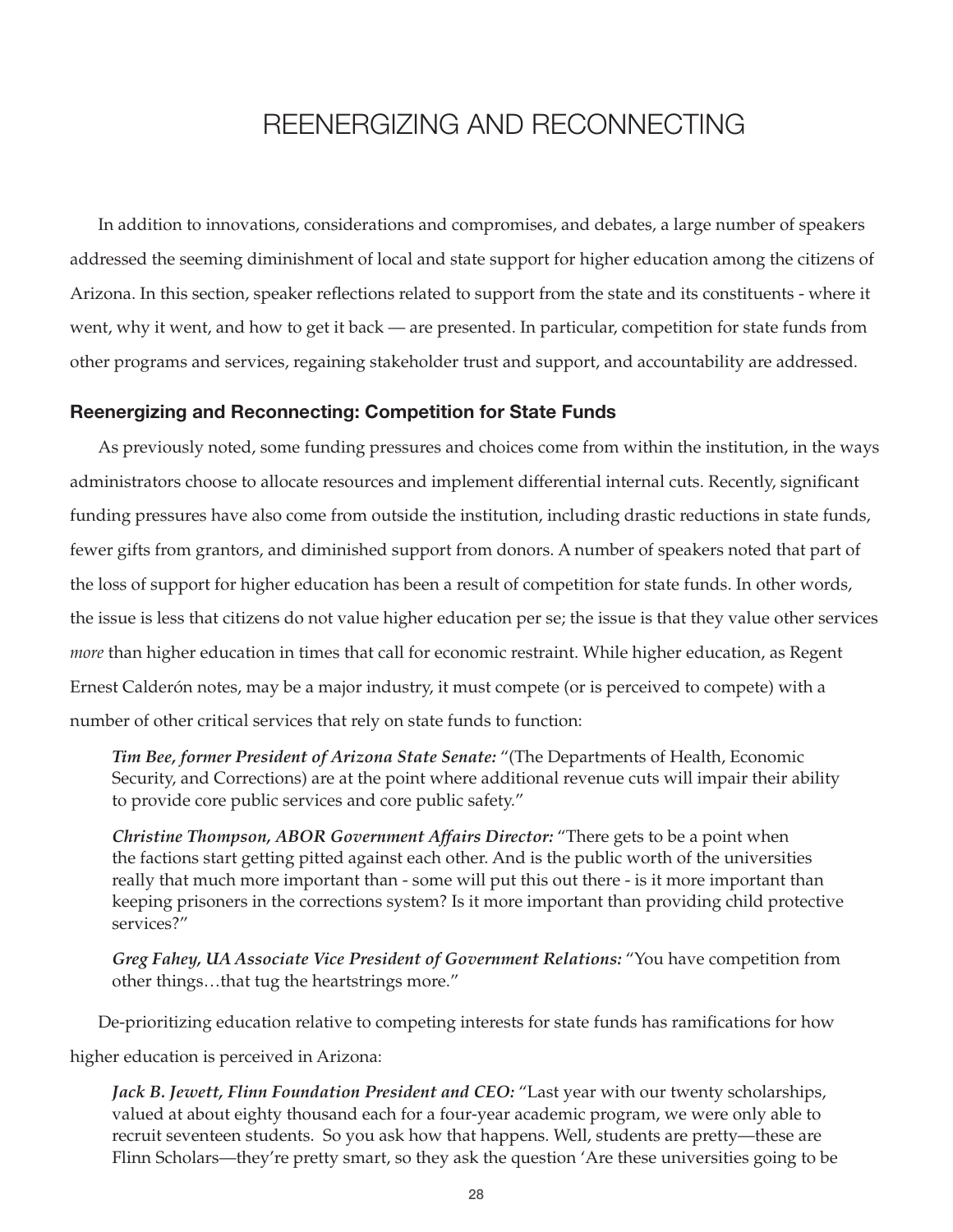# REENERGIZING AND RECONNECTING

In addition to innovations, considerations and compromises, and debates, a large number of speakers addressed the seeming diminishment of local and state support for higher education among the citizens of Arizona. In this section, speaker reflections related to support from the state and its constituents - where it went, why it went, and how to get it back — are presented. In particular, competition for state funds from other programs and services, regaining stakeholder trust and support, and accountability are addressed.

### Reenergizing and Reconnecting: Competition for State Funds

As previously noted, some funding pressures and choices come from within the institution, in the ways administrators choose to allocate resources and implement differential internal cuts. Recently, significant funding pressures have also come from outside the institution, including drastic reductions in state funds, fewer gifts from grantors, and diminished support from donors. A number of speakers noted that part of the loss of support for higher education has been a result of competition for state funds. In other words, the issue is less that citizens do not value higher education per se; the issue is that they value other services *more* than higher education in times that call for economic restraint. While higher education, as Regent Ernest Calderón notes, may be a major industry, it must compete (or is perceived to compete) with a number of other critical services that rely on state funds to function:

> ***Tim Bee, former President of Arizona State Senate:*** "(The Departments of Health, Economic Security, and Corrections) are at the point where additional revenue cuts will impair their ability to provide core public services and core public safety."
>
> ***Christine Thompson, ABOR Government Affairs Director:*** "There gets to be a point when the factions start getting pitted against each other. And is the public worth of the universities really that much more important than - some will put this out there - is it more important than keeping prisoners in the corrections system? Is it more important than providing child protective services?"
>
> ***Greg Fahey, UA Associate Vice President of Government Relations:*** "You have competition from other things…that tug the heartstrings more."

De-prioritizing education relative to competing interests for state funds has ramifications for how higher education is perceived in Arizona:

> ***Jack B. Jewett, Flinn Foundation President and CEO:*** "Last year with our twenty scholarships, valued at about eighty thousand each for a four-year academic program, we were only able to recruit seventeen students. So you ask how that happens. Well, students are pretty—these are Flinn Scholars—they're pretty smart, so they ask the question 'Are these universities going to be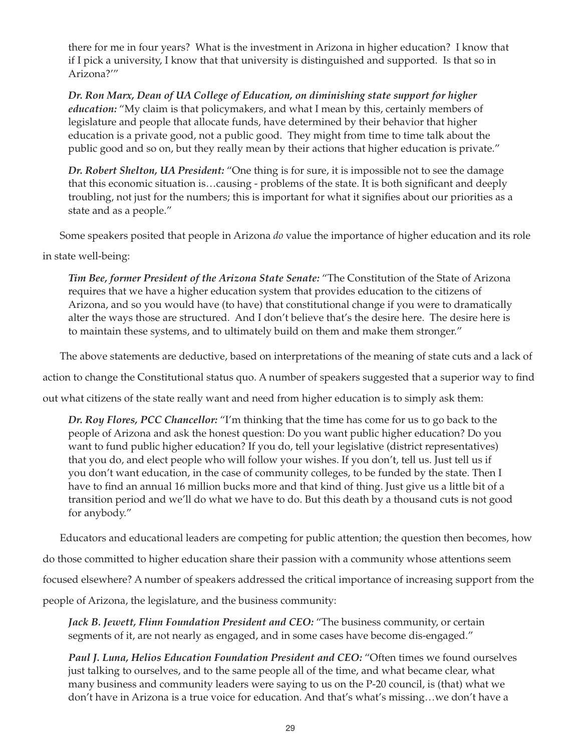there for me in four years? What is the investment in Arizona in higher education? I know that if I pick a university, I know that that university is distinguished and supported. Is that so in Arizona?'"

***Dr. Ron Marx, Dean of UA College of Education, on diminishing state support for higher education:*** "My claim is that policymakers, and what I mean by this, certainly members of legislature and people that allocate funds, have determined by their behavior that higher education is a private good, not a public good. They might from time to time talk about the public good and so on, but they really mean by their actions that higher education is private."

***Dr. Robert Shelton, UA President:*** "One thing is for sure, it is impossible not to see the damage that this economic situation is…causing - problems of the state. It is both significant and deeply troubling, not just for the numbers; this is important for what it signifies about our priorities as a state and as a people."

Some speakers posited that people in Arizona *do* value the importance of higher education and its role in state well-being:

***Tim Bee, former President of the Arizona State Senate:*** "The Constitution of the State of Arizona requires that we have a higher education system that provides education to the citizens of Arizona, and so you would have (to have) that constitutional change if you were to dramatically alter the ways those are structured. And I don't believe that's the desire here. The desire here is to maintain these systems, and to ultimately build on them and make them stronger."

The above statements are deductive, based on interpretations of the meaning of state cuts and a lack of action to change the Constitutional status quo. A number of speakers suggested that a superior way to find out what citizens of the state really want and need from higher education is to simply ask them:

***Dr. Roy Flores, PCC Chancellor:*** "I'm thinking that the time has come for us to go back to the people of Arizona and ask the honest question: Do you want public higher education? Do you want to fund public higher education? If you do, tell your legislative (district representatives) that you do, and elect people who will follow your wishes. If you don't, tell us. Just tell us if you don't want education, in the case of community colleges, to be funded by the state. Then I have to find an annual 16 million bucks more and that kind of thing. Just give us a little bit of a transition period and we'll do what we have to do. But this death by a thousand cuts is not good for anybody."

Educators and educational leaders are competing for public attention; the question then becomes, how do those committed to higher education share their passion with a community whose attentions seem focused elsewhere? A number of speakers addressed the critical importance of increasing support from the people of Arizona, the legislature, and the business community:

***Jack B. Jewett, Flinn Foundation President and CEO:*** "The business community, or certain segments of it, are not nearly as engaged, and in some cases have become dis-engaged."

***Paul J. Luna, Helios Education Foundation President and CEO:*** "Often times we found ourselves just talking to ourselves, and to the same people all of the time, and what became clear, what many business and community leaders were saying to us on the P-20 council, is (that) what we don't have in Arizona is a true voice for education. And that's what's missing…we don't have a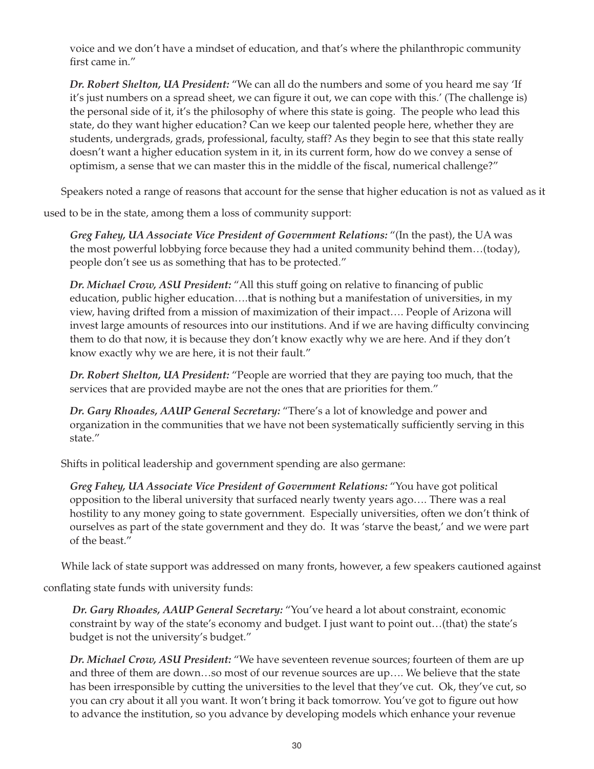voice and we don't have a mindset of education, and that's where the philanthropic community first came in."

***Dr. Robert Shelton, UA President:*** "We can all do the numbers and some of you heard me say 'If it's just numbers on a spread sheet, we can figure it out, we can cope with this.' (The challenge is) the personal side of it, it's the philosophy of where this state is going. The people who lead this state, do they want higher education? Can we keep our talented people here, whether they are students, undergrads, grads, professional, faculty, staff? As they begin to see that this state really doesn't want a higher education system in it, in its current form, how do we convey a sense of optimism, a sense that we can master this in the middle of the fiscal, numerical challenge?"

Speakers noted a range of reasons that account for the sense that higher education is not as valued as it used to be in the state, among them a loss of community support:

***Greg Fahey, UA Associate Vice President of Government Relations:*** "(In the past), the UA was the most powerful lobbying force because they had a united community behind them…(today), people don't see us as something that has to be protected."

***Dr. Michael Crow, ASU President:*** "All this stuff going on relative to financing of public education, public higher education….that is nothing but a manifestation of universities, in my view, having drifted from a mission of maximization of their impact…. People of Arizona will invest large amounts of resources into our institutions. And if we are having difficulty convincing them to do that now, it is because they don't know exactly why we are here. And if they don't know exactly why we are here, it is not their fault."

***Dr. Robert Shelton, UA President:*** "People are worried that they are paying too much, that the services that are provided maybe are not the ones that are priorities for them."

***Dr. Gary Rhoades, AAUP General Secretary:*** "There's a lot of knowledge and power and organization in the communities that we have not been systematically sufficiently serving in this state."

Shifts in political leadership and government spending are also germane:

***Greg Fahey, UA Associate Vice President of Government Relations:*** "You have got political opposition to the liberal university that surfaced nearly twenty years ago…. There was a real hostility to any money going to state government. Especially universities, often we don't think of ourselves as part of the state government and they do. It was 'starve the beast,' and we were part of the beast."

While lack of state support was addressed on many fronts, however, a few speakers cautioned against conflating state funds with university funds:

***Dr. Gary Rhoades, AAUP General Secretary:*** "You've heard a lot about constraint, economic constraint by way of the state's economy and budget. I just want to point out…(that) the state's budget is not the university's budget."

***Dr. Michael Crow, ASU President:*** "We have seventeen revenue sources; fourteen of them are up and three of them are down…so most of our revenue sources are up…. We believe that the state has been irresponsible by cutting the universities to the level that they've cut. Ok, they've cut, so you can cry about it all you want. It won't bring it back tomorrow. You've got to figure out how to advance the institution, so you advance by developing models which enhance your revenue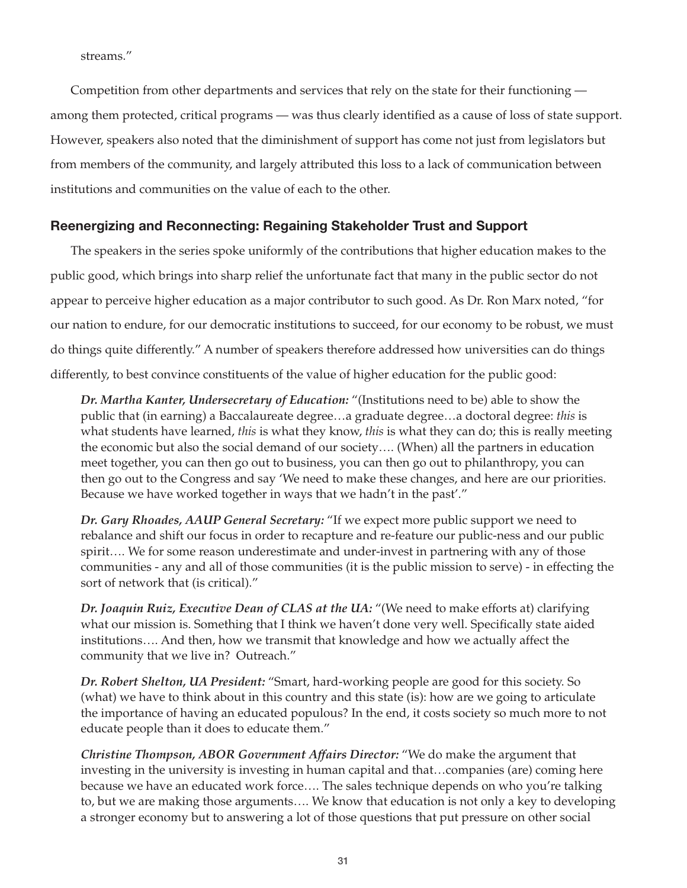streams."

Competition from other departments and services that rely on the state for their functioning — among them protected, critical programs — was thus clearly identified as a cause of loss of state support. However, speakers also noted that the diminishment of support has come not just from legislators but from members of the community, and largely attributed this loss to a lack of communication between institutions and communities on the value of each to the other.

### Reenergizing and Reconnecting: Regaining Stakeholder Trust and Support

The speakers in the series spoke uniformly of the contributions that higher education makes to the public good, which brings into sharp relief the unfortunate fact that many in the public sector do not appear to perceive higher education as a major contributor to such good. As Dr. Ron Marx noted, "for our nation to endure, for our democratic institutions to succeed, for our economy to be robust, we must do things quite differently." A number of speakers therefore addressed how universities can do things differently, to best convince constituents of the value of higher education for the public good:

> ***Dr. Martha Kanter, Undersecretary of Education:*** "(Institutions need to be) able to show the public that (in earning) a Baccalaureate degree…a graduate degree…a doctoral degree: *this* is what students have learned, *this* is what they know, *this* is what they can do; this is really meeting the economic but also the social demand of our society…. (When) all the partners in education meet together, you can then go out to business, you can then go out to philanthropy, you can then go out to the Congress and say 'We need to make these changes, and here are our priorities. Because we have worked together in ways that we hadn't in the past'."

> ***Dr. Gary Rhoades, AAUP General Secretary:*** "If we expect more public support we need to rebalance and shift our focus in order to recapture and re-feature our public-ness and our public spirit…. We for some reason underestimate and under-invest in partnering with any of those communities - any and all of those communities (it is the public mission to serve) - in effecting the sort of network that (is critical)."

> ***Dr. Joaquin Ruiz, Executive Dean of CLAS at the UA:*** "(We need to make efforts at) clarifying what our mission is. Something that I think we haven't done very well. Specifically state aided institutions…. And then, how we transmit that knowledge and how we actually affect the community that we live in? Outreach."

> ***Dr. Robert Shelton, UA President:*** "Smart, hard-working people are good for this society. So (what) we have to think about in this country and this state (is): how are we going to articulate the importance of having an educated populous? In the end, it costs society so much more to not educate people than it does to educate them."

> ***Christine Thompson, ABOR Government Affairs Director:*** "We do make the argument that investing in the university is investing in human capital and that…companies (are) coming here because we have an educated work force…. The sales technique depends on who you're talking to, but we are making those arguments…. We know that education is not only a key to developing a stronger economy but to answering a lot of those questions that put pressure on other social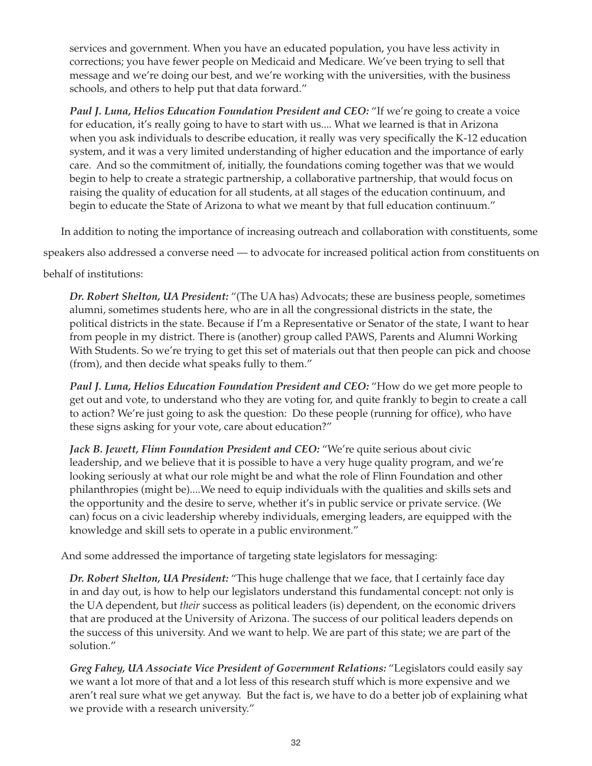services and government. When you have an educated population, you have less activity in corrections; you have fewer people on Medicaid and Medicare. We've been trying to sell that message and we're doing our best, and we're working with the universities, with the business schools, and others to help put that data forward."

***Paul J. Luna, Helios Education Foundation President and CEO:*** "If we're going to create a voice for education, it's really going to have to start with us.... What we learned is that in Arizona when you ask individuals to describe education, it really was very specifically the K-12 education system, and it was a very limited understanding of higher education and the importance of early care. And so the commitment of, initially, the foundations coming together was that we would begin to help to create a strategic partnership, a collaborative partnership, that would focus on raising the quality of education for all students, at all stages of the education continuum, and begin to educate the State of Arizona to what we meant by that full education continuum."

In addition to noting the importance of increasing outreach and collaboration with constituents, some speakers also addressed a converse need — to advocate for increased political action from constituents on behalf of institutions:

***Dr. Robert Shelton, UA President:*** "(The UA has) Advocats; these are business people, sometimes alumni, sometimes students here, who are in all the congressional districts in the state, the political districts in the state. Because if I'm a Representative or Senator of the state, I want to hear from people in my district. There is (another) group called PAWS, Parents and Alumni Working With Students. So we're trying to get this set of materials out that then people can pick and choose (from), and then decide what speaks fully to them."

***Paul J. Luna, Helios Education Foundation President and CEO:*** "How do we get more people to get out and vote, to understand who they are voting for, and quite frankly to begin to create a call to action? We're just going to ask the question: Do these people (running for office), who have these signs asking for your vote, care about education?"

***Jack B. Jewett, Flinn Foundation President and CEO:*** "We're quite serious about civic leadership, and we believe that it is possible to have a very huge quality program, and we're looking seriously at what our role might be and what the role of Flinn Foundation and other philanthropies (might be)....We need to equip individuals with the qualities and skills sets and the opportunity and the desire to serve, whether it's in public service or private service. (We can) focus on a civic leadership whereby individuals, emerging leaders, are equipped with the knowledge and skill sets to operate in a public environment."

And some addressed the importance of targeting state legislators for messaging:

***Dr. Robert Shelton, UA President:*** "This huge challenge that we face, that I certainly face day in and day out, is how to help our legislators understand this fundamental concept: not only is the UA dependent, but *their* success as political leaders (is) dependent, on the economic drivers that are produced at the University of Arizona. The success of our political leaders depends on the success of this university. And we want to help. We are part of this state; we are part of the solution."

***Greg Fahey, UA Associate Vice President of Government Relations:*** "Legislators could easily say we want a lot more of that and a lot less of this research stuff which is more expensive and we aren't real sure what we get anyway. But the fact is, we have to do a better job of explaining what we provide with a research university."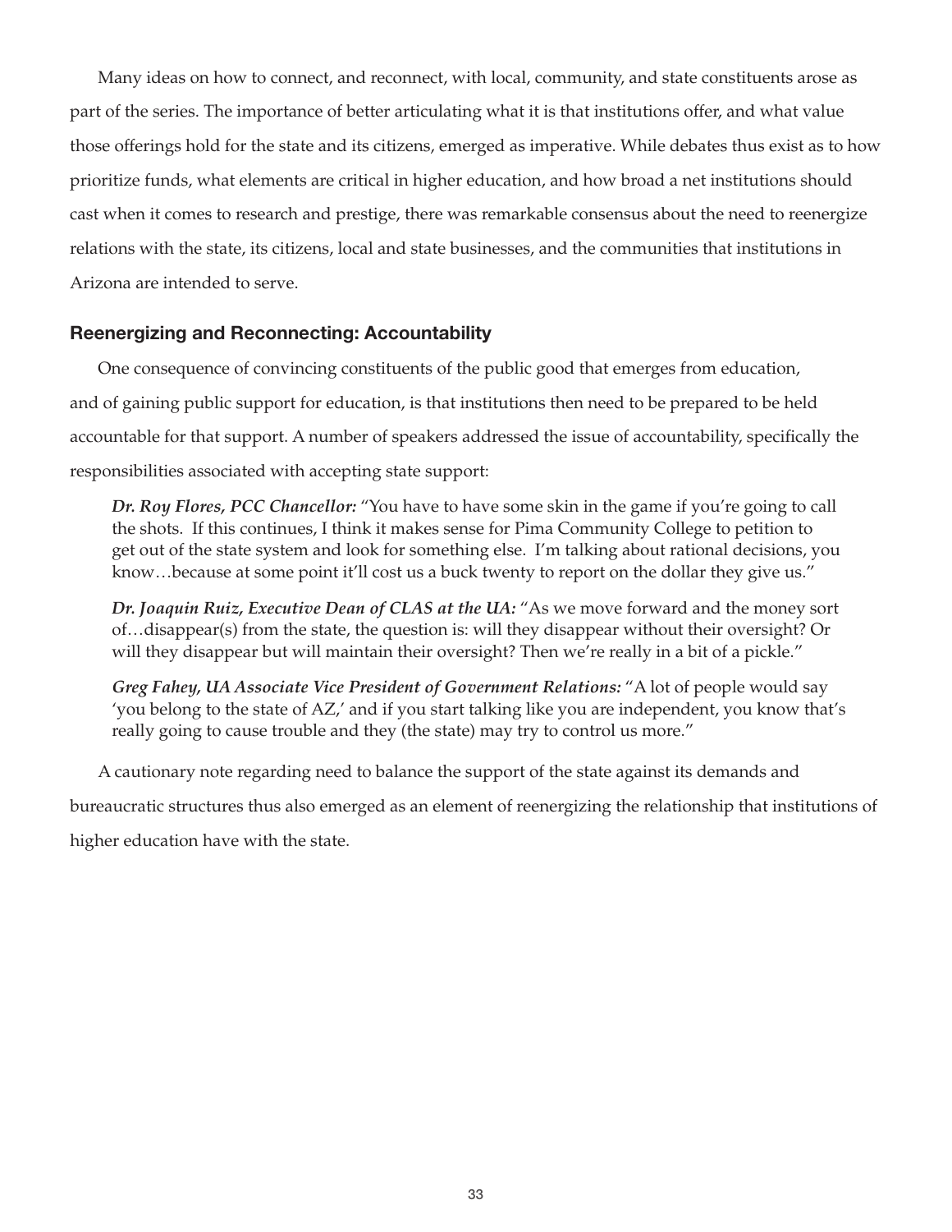Many ideas on how to connect, and reconnect, with local, community, and state constituents arose as part of the series. The importance of better articulating what it is that institutions offer, and what value those offerings hold for the state and its citizens, emerged as imperative. While debates thus exist as to how prioritize funds, what elements are critical in higher education, and how broad a net institutions should cast when it comes to research and prestige, there was remarkable consensus about the need to reenergize relations with the state, its citizens, local and state businesses, and the communities that institutions in Arizona are intended to serve.

### Reenergizing and Reconnecting: Accountability

One consequence of convincing constituents of the public good that emerges from education, and of gaining public support for education, is that institutions then need to be prepared to be held accountable for that support. A number of speakers addressed the issue of accountability, specifically the responsibilities associated with accepting state support:

> ***Dr. Roy Flores, PCC Chancellor:*** "You have to have some skin in the game if you're going to call the shots. If this continues, I think it makes sense for Pima Community College to petition to get out of the state system and look for something else. I'm talking about rational decisions, you know…because at some point it'll cost us a buck twenty to report on the dollar they give us."

> ***Dr. Joaquin Ruiz, Executive Dean of CLAS at the UA:*** "As we move forward and the money sort of…disappear(s) from the state, the question is: will they disappear without their oversight? Or will they disappear but will maintain their oversight? Then we're really in a bit of a pickle."

> ***Greg Fahey, UA Associate Vice President of Government Relations:*** "A lot of people would say 'you belong to the state of AZ,' and if you start talking like you are independent, you know that's really going to cause trouble and they (the state) may try to control us more."

A cautionary note regarding need to balance the support of the state against its demands and bureaucratic structures thus also emerged as an element of reenergizing the relationship that institutions of higher education have with the state.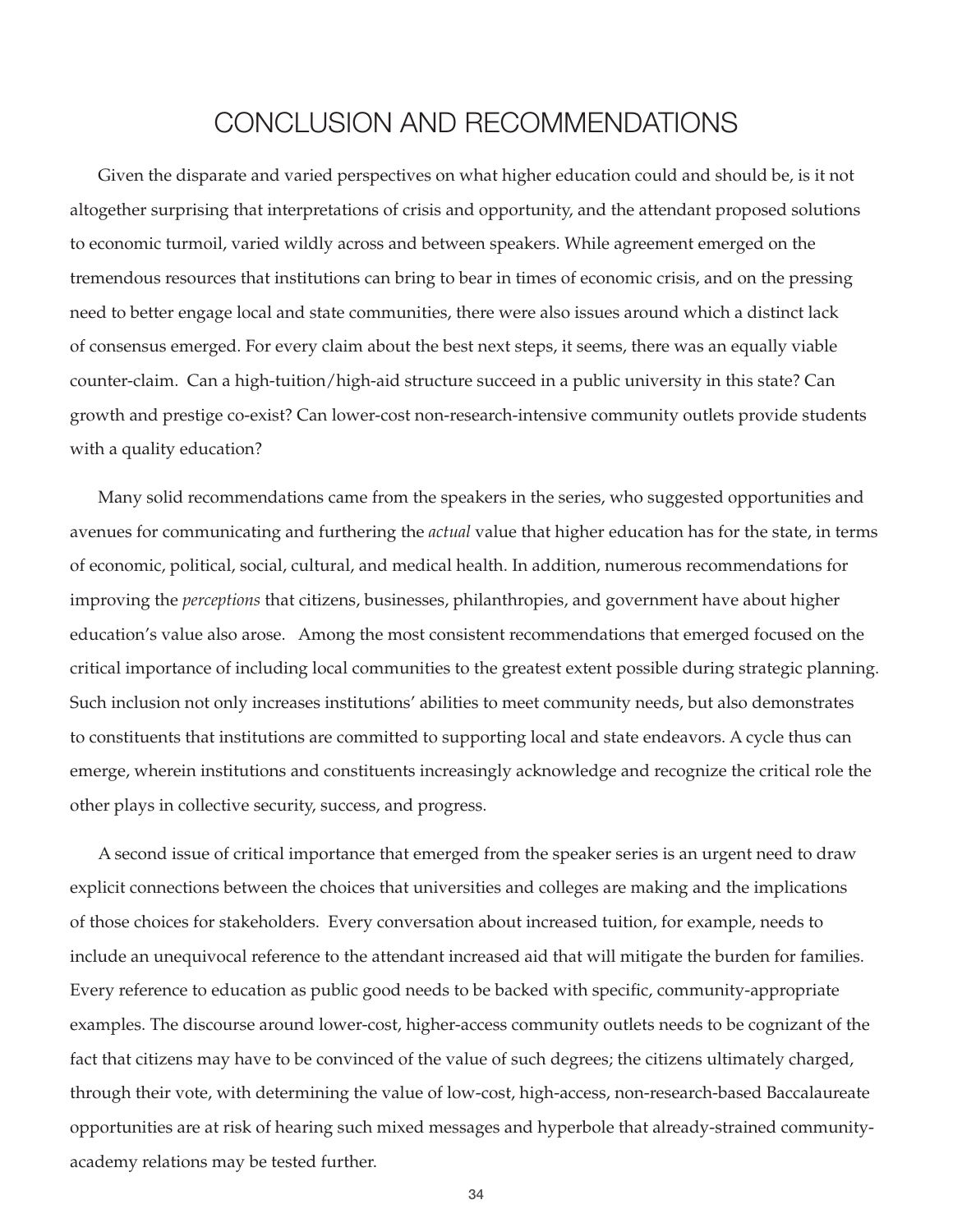# CONCLUSION AND RECOMMENDATIONS

Given the disparate and varied perspectives on what higher education could and should be, is it not altogether surprising that interpretations of crisis and opportunity, and the attendant proposed solutions to economic turmoil, varied wildly across and between speakers. While agreement emerged on the tremendous resources that institutions can bring to bear in times of economic crisis, and on the pressing need to better engage local and state communities, there were also issues around which a distinct lack of consensus emerged. For every claim about the best next steps, it seems, there was an equally viable counter-claim. Can a high-tuition/high-aid structure succeed in a public university in this state? Can growth and prestige co-exist? Can lower-cost non-research-intensive community outlets provide students with a quality education?

Many solid recommendations came from the speakers in the series, who suggested opportunities and avenues for communicating and furthering the *actual* value that higher education has for the state, in terms of economic, political, social, cultural, and medical health. In addition, numerous recommendations for improving the *perceptions* that citizens, businesses, philanthropies, and government have about higher education's value also arose. Among the most consistent recommendations that emerged focused on the critical importance of including local communities to the greatest extent possible during strategic planning. Such inclusion not only increases institutions' abilities to meet community needs, but also demonstrates to constituents that institutions are committed to supporting local and state endeavors. A cycle thus can emerge, wherein institutions and constituents increasingly acknowledge and recognize the critical role the other plays in collective security, success, and progress.

A second issue of critical importance that emerged from the speaker series is an urgent need to draw explicit connections between the choices that universities and colleges are making and the implications of those choices for stakeholders. Every conversation about increased tuition, for example, needs to include an unequivocal reference to the attendant increased aid that will mitigate the burden for families. Every reference to education as public good needs to be backed with specific, community-appropriate examples. The discourse around lower-cost, higher-access community outlets needs to be cognizant of the fact that citizens may have to be convinced of the value of such degrees; the citizens ultimately charged, through their vote, with determining the value of low-cost, high-access, non-research-based Baccalaureate opportunities are at risk of hearing such mixed messages and hyperbole that already-strained community-academy relations may be tested further.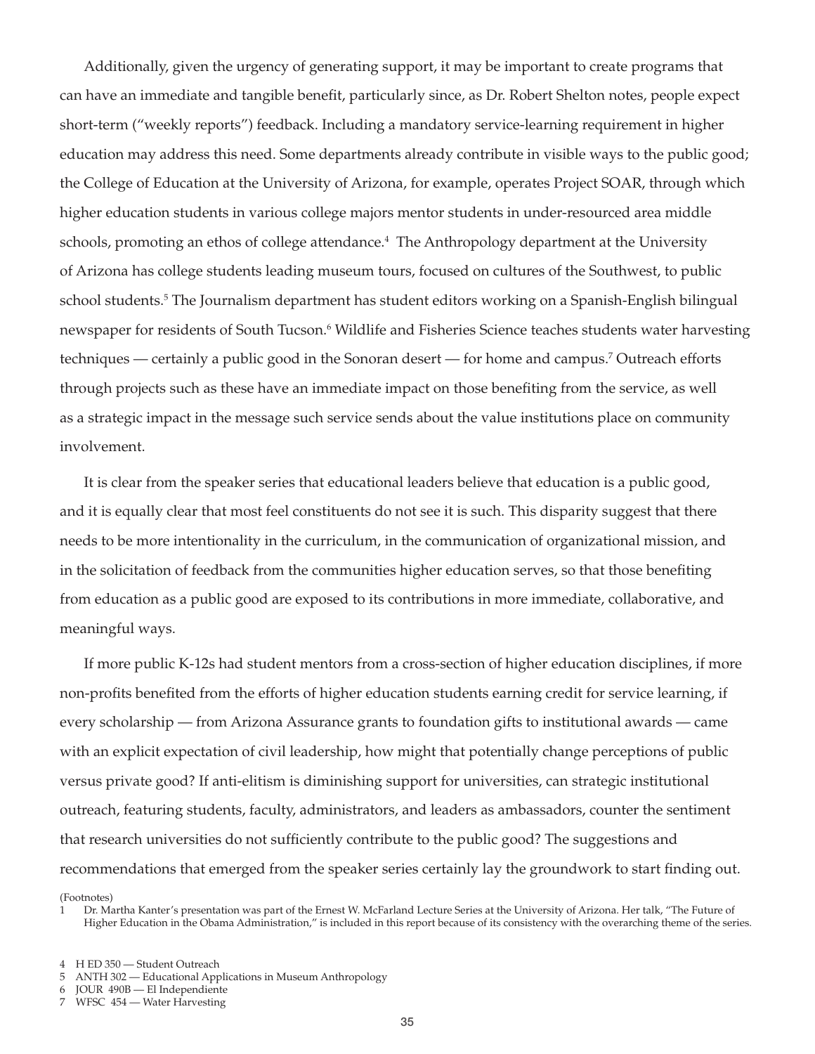Additionally, given the urgency of generating support, it may be important to create programs that can have an immediate and tangible benefit, particularly since, as Dr. Robert Shelton notes, people expect short-term ("weekly reports") feedback. Including a mandatory service-learning requirement in higher education may address this need. Some departments already contribute in visible ways to the public good; the College of Education at the University of Arizona, for example, operates Project SOAR, through which higher education students in various college majors mentor students in under-resourced area middle schools, promoting an ethos of college attendance.[4] The Anthropology department at the University of Arizona has college students leading museum tours, focused on cultures of the Southwest, to public school students.[5] The Journalism department has student editors working on a Spanish-English bilingual newspaper for residents of South Tucson.[6] Wildlife and Fisheries Science teaches students water harvesting techniques — certainly a public good in the Sonoran desert — for home and campus.[7] Outreach efforts through projects such as these have an immediate impact on those benefiting from the service, as well as a strategic impact in the message such service sends about the value institutions place on community involvement.

It is clear from the speaker series that educational leaders believe that education is a public good, and it is equally clear that most feel constituents do not see it is such. This disparity suggest that there needs to be more intentionality in the curriculum, in the communication of organizational mission, and in the solicitation of feedback from the communities higher education serves, so that those benefiting from education as a public good are exposed to its contributions in more immediate, collaborative, and meaningful ways.

If more public K-12s had student mentors from a cross-section of higher education disciplines, if more non-profits benefited from the efforts of higher education students earning credit for service learning, if every scholarship — from Arizona Assurance grants to foundation gifts to institutional awards — came with an explicit expectation of civil leadership, how might that potentially change perceptions of public versus private good? If anti-elitism is diminishing support for universities, can strategic institutional outreach, featuring students, faculty, administrators, and leaders as ambassadors, counter the sentiment that research universities do not sufficiently contribute to the public good? The suggestions and recommendations that emerged from the speaker series certainly lay the groundwork to start finding out.

(Footnotes)

1 Dr. Martha Kanter's presentation was part of the Ernest W. McFarland Lecture Series at the University of Arizona. Her talk, "The Future of Higher Education in the Obama Administration," is included in this report because of its consistency with the overarching theme of the series.

4 H ED 350 — Student Outreach

5 ANTH 302 — Educational Applications in Museum Anthropology

6 JOUR 490B — El Independiente

7 WFSC 454 — Water Harvesting